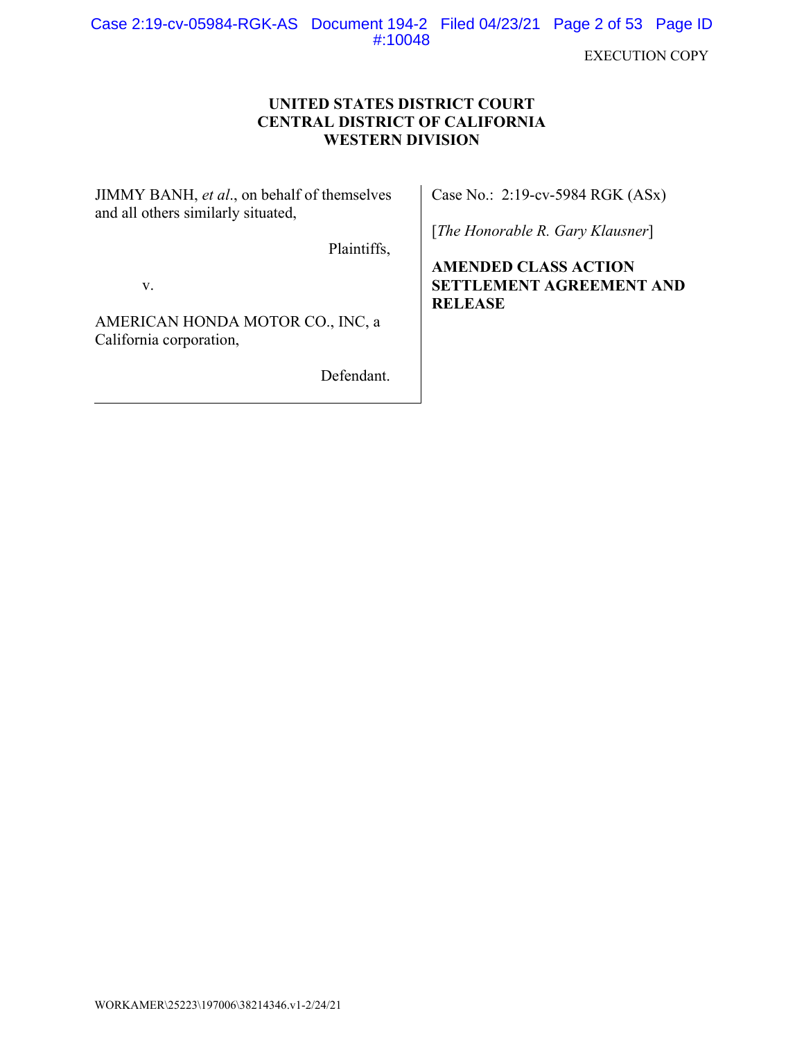EXECUTION COPY

**UNITED STATES DISTRICT COURT**
**CENTRAL DISTRICT OF CALIFORNIA**
**WESTERN DIVISION**

| | |
|---|---|
| JIMMY BANH, *et al*., on behalf of themselves and all others similarly situated,<br><br>Plaintiffs,<br><br>v.<br><br>AMERICAN HONDA MOTOR CO., INC, a California corporation,<br><br>Defendant. | Case No.: 2:19-cv-5984 RGK (ASx)<br><br>[*The Honorable R. Gary Klausner*]<br><br>**AMENDED CLASS ACTION SETTLEMENT AGREEMENT AND RELEASE** |

WORKAMER\25223\197006\38214346.v1-2/24/21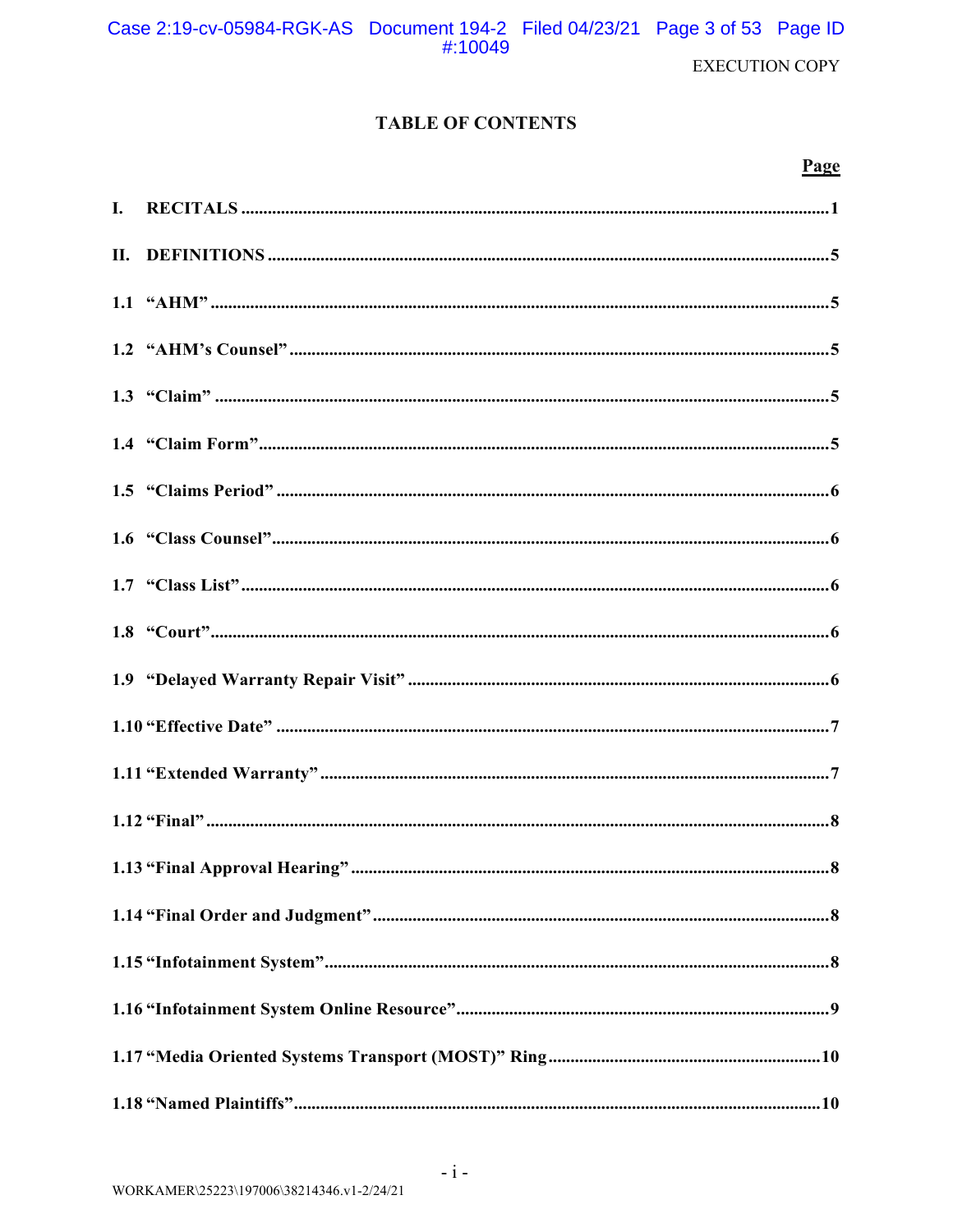# TABLE OF CONTENTS

| | Page |
|---|---|
| **I. RECITALS** | **1** |
| **II. DEFINITIONS** | **5** |
| **1.1 "AHM"** | **5** |
| **1.2 "AHM's Counsel"** | **5** |
| **1.3 "Claim"** | **5** |
| **1.4 "Claim Form"** | **5** |
| **1.5 "Claims Period"** | **6** |
| **1.6 "Class Counsel"** | **6** |
| **1.7 "Class List"** | **6** |
| **1.8 "Court"** | **6** |
| **1.9 "Delayed Warranty Repair Visit"** | **6** |
| **1.10 "Effective Date"** | **7** |
| **1.11 "Extended Warranty"** | **7** |
| **1.12 "Final"** | **8** |
| **1.13 "Final Approval Hearing"** | **8** |
| **1.14 "Final Order and Judgment"** | **8** |
| **1.15 "Infotainment System"** | **8** |
| **1.16 "Infotainment System Online Resource"** | **9** |
| **1.17 "Media Oriented Systems Transport (MOST)" Ring** | **10** |
| **1.18 "Named Plaintiffs"** | **10** |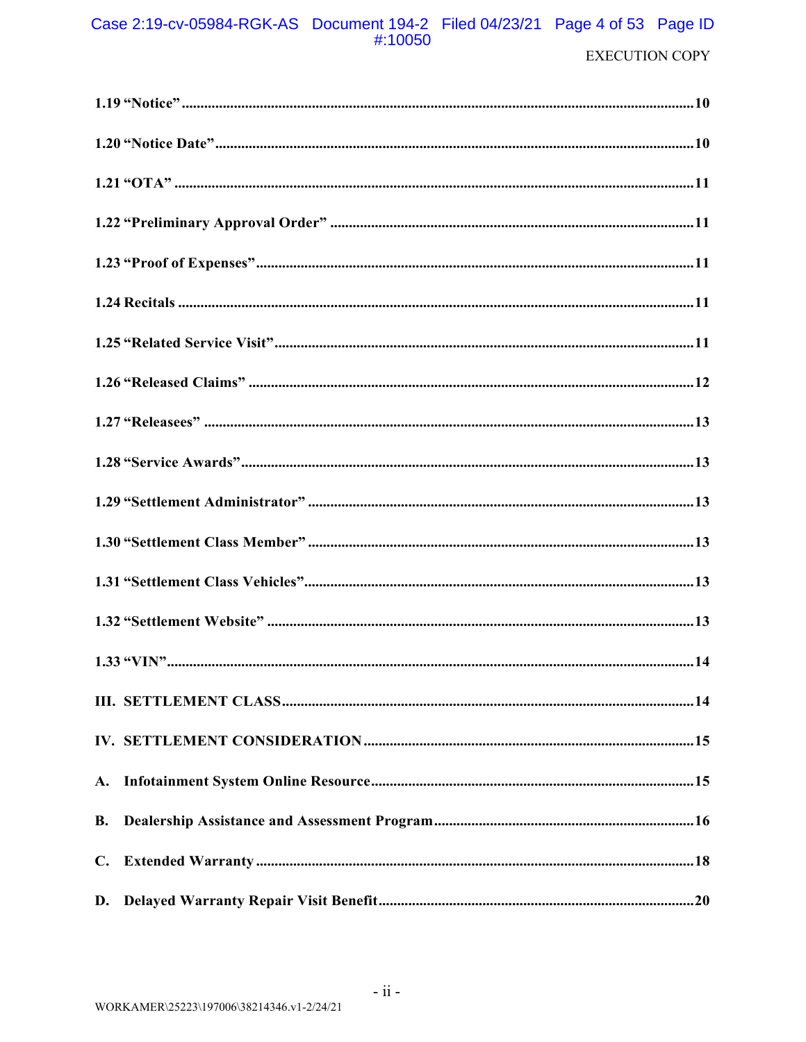EXECUTION COPY

**1.19 "Notice"** ........................................................................................................................ 10

**1.20 "Notice Date"** ................................................................................................................ 10

**1.21 "OTA"** ........................................................................................................................... 11

**1.22 "Preliminary Approval Order"** ...................................................................................... 11

**1.23 "Proof of Expenses"** ...................................................................................................... 11

**1.24 Recitals** ........................................................................................................................ 11

**1.25 "Related Service Visit"** ................................................................................................. 11

**1.26 "Released Claims"** ........................................................................................................ 12

**1.27 "Releasees"** ................................................................................................................... 13

**1.28 "Service Awards"** .......................................................................................................... 13

**1.29 "Settlement Administrator"** .......................................................................................... 13

**1.30 "Settlement Class Member"** .......................................................................................... 13

**1.31 "Settlement Class Vehicles"** ......................................................................................... 13

**1.32 "Settlement Website"** ................................................................................................... 13

**1.33 "VIN"** ........................................................................................................................... 14

**III. SETTLEMENT CLASS** ....................................................................................................... 14

**IV. SETTLEMENT CONSIDERATION** .................................................................................. 15

**A. Infotainment System Online Resource** ............................................................................. 15

**B. Dealership Assistance and Assessment Program** ............................................................. 16

**C. Extended Warranty** ............................................................................................................ 18

**D. Delayed Warranty Repair Visit Benefit** ........................................................................... 20

- ii -

WORKAMER\25223\197006\38214346.v1-2/24/21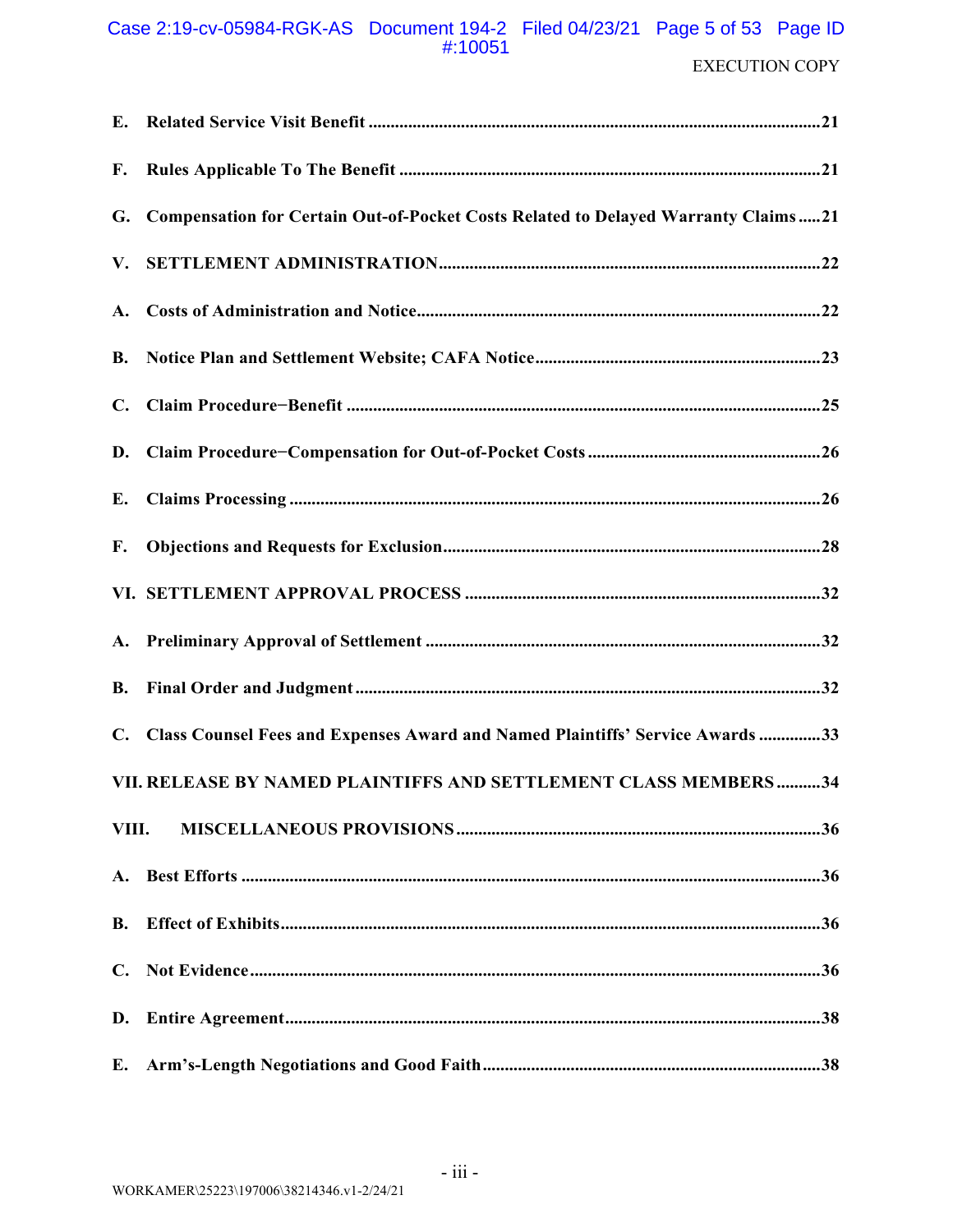**E. Related Service Visit Benefit** ....................................................................................................21

**F. Rules Applicable To The Benefit** ..............................................................................................21

**G. Compensation for Certain Out-of-Pocket Costs Related to Delayed Warranty Claims** .....21

**V. SETTLEMENT ADMINISTRATION**.......................................................................................22

**A. Costs of Administration and Notice**...........................................................................................22

**B. Notice Plan and Settlement Website; CAFA Notice**.................................................................23

**C. Claim Procedure−Benefit** ...........................................................................................................25

**D. Claim Procedure−Compensation for Out-of-Pocket Costs** .....................................................26

**E. Claims Processing** .........................................................................................................................26

**F. Objections and Requests for Exclusion**......................................................................................28

**VI. SETTLEMENT APPROVAL PROCESS** .................................................................................32

**A. Preliminary Approval of Settlement** ..........................................................................................32

**B. Final Order and Judgment** ..........................................................................................................32

**C. Class Counsel Fees and Expenses Award and Named Plaintiffs' Service Awards** ..............33

**VII. RELEASE BY NAMED PLAINTIFFS AND SETTLEMENT CLASS MEMBERS** ..........34

**VIII. MISCELLANEOUS PROVISIONS**.........................................................................................36

**A. Best Efforts** ...................................................................................................................................36

**B. Effect of Exhibits**...........................................................................................................................36

**C. Not Evidence**..................................................................................................................................36

**D. Entire Agreement**..........................................................................................................................38

**E. Arm's-Length Negotiations and Good Faith**.............................................................................38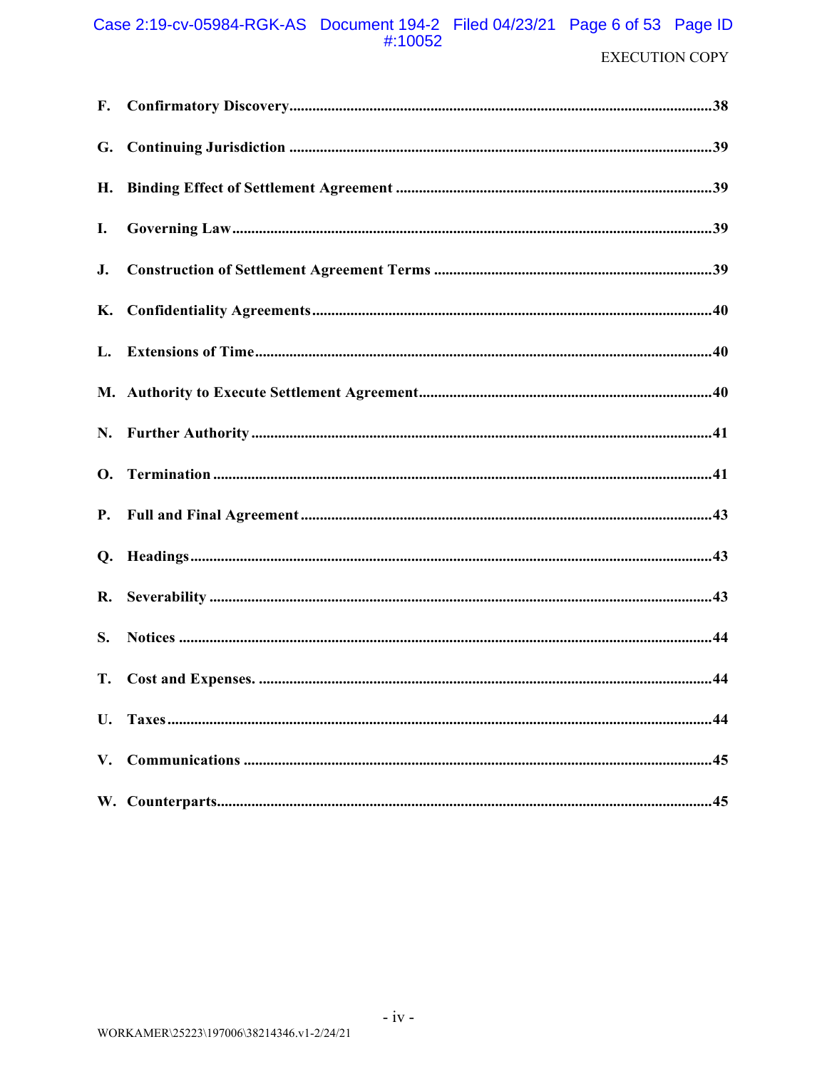EXECUTION COPY

**F. Confirmatory Discovery** .....38

**G. Continuing Jurisdiction** .....39

**H. Binding Effect of Settlement Agreement** .....39

**I. Governing Law** .....39

**J. Construction of Settlement Agreement Terms** .....39

**K. Confidentiality Agreements** .....40

**L. Extensions of Time** .....40

**M. Authority to Execute Settlement Agreement** .....40

**N. Further Authority** .....41

**O. Termination** .....41

**P. Full and Final Agreement** .....43

**Q. Headings** .....43

**R. Severability** .....43

**S. Notices** .....44

**T. Cost and Expenses.** .....44

**U. Taxes** .....44

**V. Communications** .....45

**W. Counterparts** .....45

WORKAMER\25223\197006\38214346.v1-2/24/21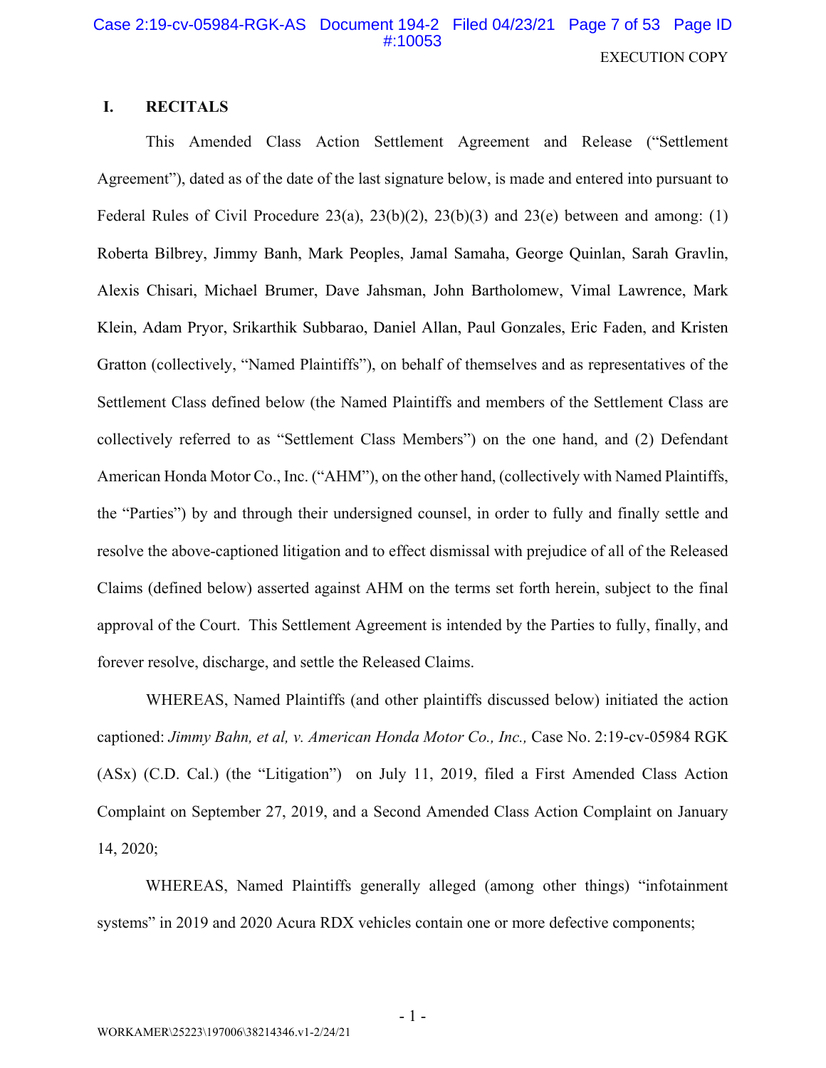EXECUTION COPY

## I. RECITALS

This Amended Class Action Settlement Agreement and Release ("Settlement Agreement"), dated as of the date of the last signature below, is made and entered into pursuant to Federal Rules of Civil Procedure 23(a), 23(b)(2), 23(b)(3) and 23(e) between and among: (1) Roberta Bilbrey, Jimmy Banh, Mark Peoples, Jamal Samaha, George Quinlan, Sarah Gravlin, Alexis Chisari, Michael Brumer, Dave Jahsman, John Bartholomew, Vimal Lawrence, Mark Klein, Adam Pryor, Srikarthik Subbarao, Daniel Allan, Paul Gonzales, Eric Faden, and Kristen Gratton (collectively, "Named Plaintiffs"), on behalf of themselves and as representatives of the Settlement Class defined below (the Named Plaintiffs and members of the Settlement Class are collectively referred to as "Settlement Class Members") on the one hand, and (2) Defendant American Honda Motor Co., Inc. ("AHM"), on the other hand, (collectively with Named Plaintiffs, the "Parties") by and through their undersigned counsel, in order to fully and finally settle and resolve the above-captioned litigation and to effect dismissal with prejudice of all of the Released Claims (defined below) asserted against AHM on the terms set forth herein, subject to the final approval of the Court. This Settlement Agreement is intended by the Parties to fully, finally, and forever resolve, discharge, and settle the Released Claims.

WHEREAS, Named Plaintiffs (and other plaintiffs discussed below) initiated the action captioned: *Jimmy Bahn, et al, v. American Honda Motor Co., Inc.,* Case No. 2:19-cv-05984 RGK (ASx) (C.D. Cal.) (the "Litigation") on July 11, 2019, filed a First Amended Class Action Complaint on September 27, 2019, and a Second Amended Class Action Complaint on January 14, 2020;

WHEREAS, Named Plaintiffs generally alleged (among other things) "infotainment systems" in 2019 and 2020 Acura RDX vehicles contain one or more defective components;

WORKAMER\25223\197006\38214346.v1-2/24/21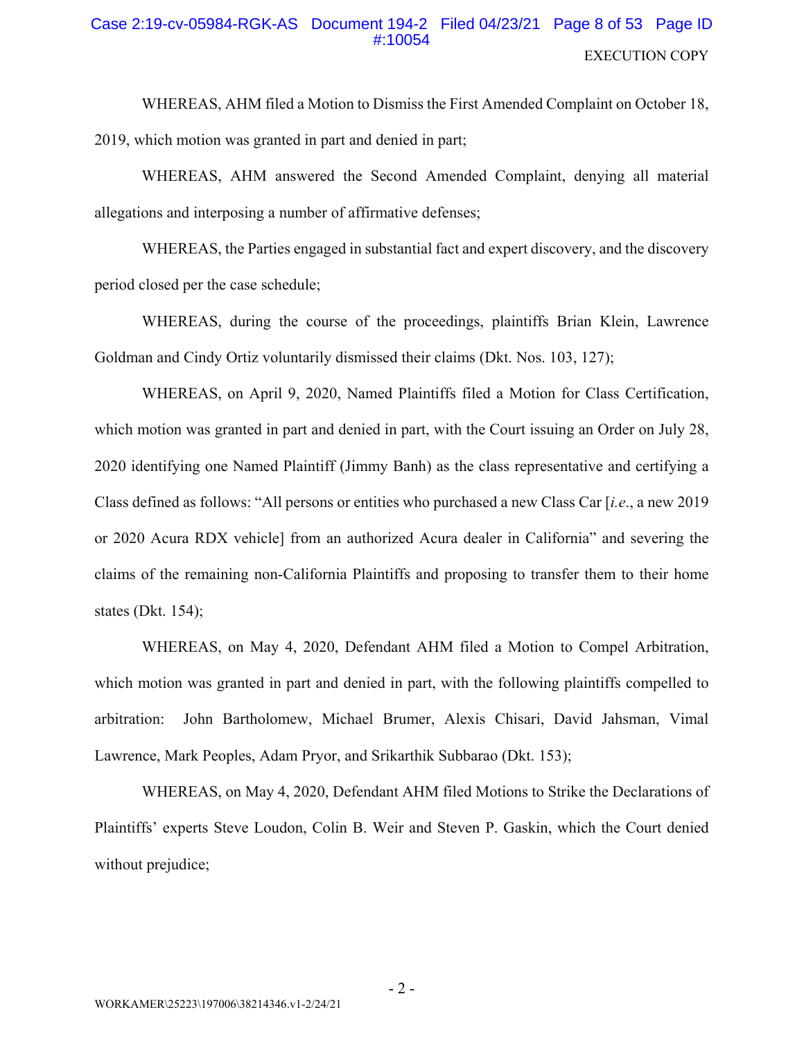WHEREAS, AHM filed a Motion to Dismiss the First Amended Complaint on October 18, 2019, which motion was granted in part and denied in part;

WHEREAS, AHM answered the Second Amended Complaint, denying all material allegations and interposing a number of affirmative defenses;

WHEREAS, the Parties engaged in substantial fact and expert discovery, and the discovery period closed per the case schedule;

WHEREAS, during the course of the proceedings, plaintiffs Brian Klein, Lawrence Goldman and Cindy Ortiz voluntarily dismissed their claims (Dkt. Nos. 103, 127);

WHEREAS, on April 9, 2020, Named Plaintiffs filed a Motion for Class Certification, which motion was granted in part and denied in part, with the Court issuing an Order on July 28, 2020 identifying one Named Plaintiff (Jimmy Banh) as the class representative and certifying a Class defined as follows: "All persons or entities who purchased a new Class Car [*i.e.*, a new 2019 or 2020 Acura RDX vehicle] from an authorized Acura dealer in California" and severing the claims of the remaining non-California Plaintiffs and proposing to transfer them to their home states (Dkt. 154);

WHEREAS, on May 4, 2020, Defendant AHM filed a Motion to Compel Arbitration, which motion was granted in part and denied in part, with the following plaintiffs compelled to arbitration: John Bartholomew, Michael Brumer, Alexis Chisari, David Jahsman, Vimal Lawrence, Mark Peoples, Adam Pryor, and Srikarthik Subbarao (Dkt. 153);

WHEREAS, on May 4, 2020, Defendant AHM filed Motions to Strike the Declarations of Plaintiffs' experts Steve Loudon, Colin B. Weir and Steven P. Gaskin, which the Court denied without prejudice;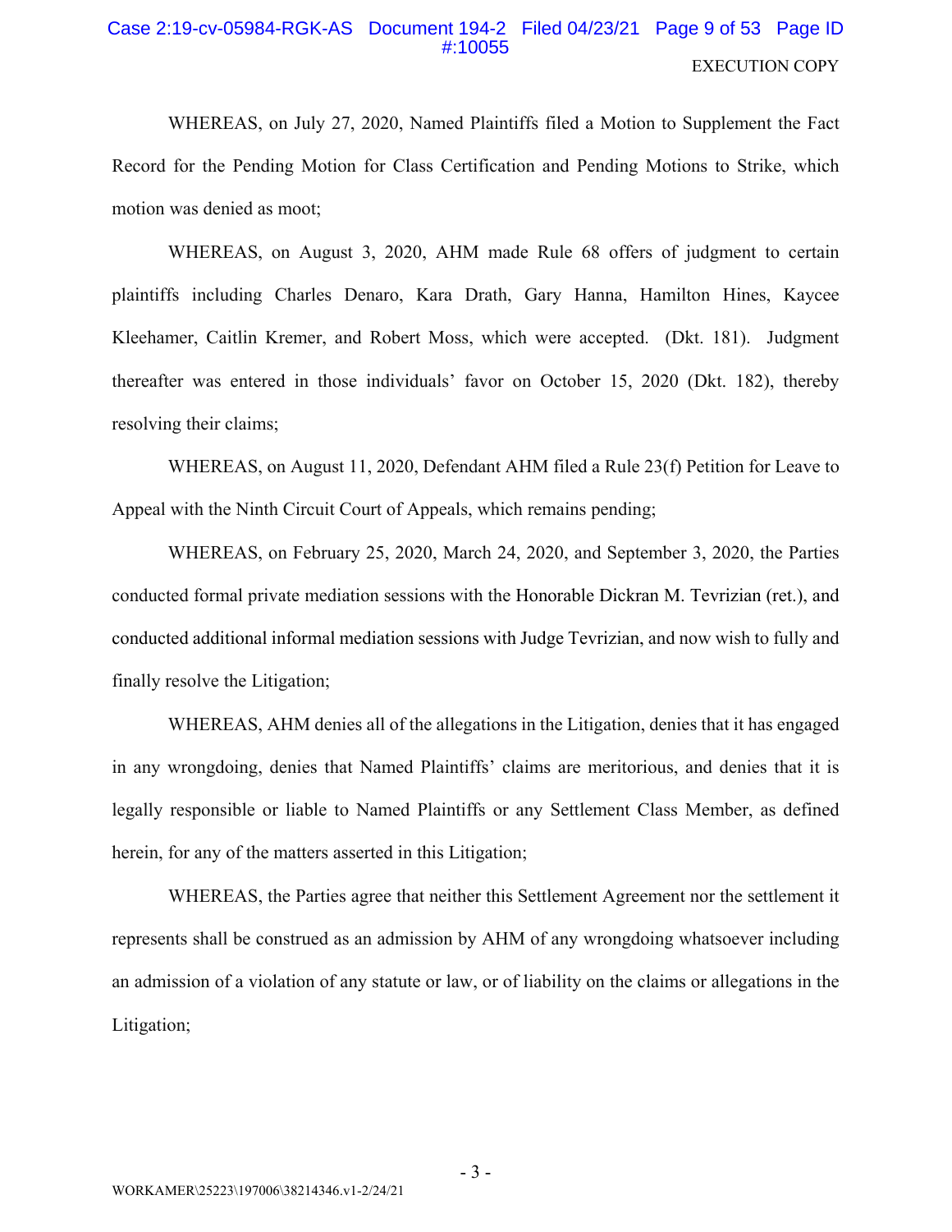WHEREAS, on July 27, 2020, Named Plaintiffs filed a Motion to Supplement the Fact Record for the Pending Motion for Class Certification and Pending Motions to Strike, which motion was denied as moot;

WHEREAS, on August 3, 2020, AHM made Rule 68 offers of judgment to certain plaintiffs including Charles Denaro, Kara Drath, Gary Hanna, Hamilton Hines, Kaycee Kleehamer, Caitlin Kremer, and Robert Moss, which were accepted. (Dkt. 181). Judgment thereafter was entered in those individuals' favor on October 15, 2020 (Dkt. 182), thereby resolving their claims;

WHEREAS, on August 11, 2020, Defendant AHM filed a Rule 23(f) Petition for Leave to Appeal with the Ninth Circuit Court of Appeals, which remains pending;

WHEREAS, on February 25, 2020, March 24, 2020, and September 3, 2020, the Parties conducted formal private mediation sessions with the Honorable Dickran M. Tevrizian (ret.), and conducted additional informal mediation sessions with Judge Tevrizian, and now wish to fully and finally resolve the Litigation;

WHEREAS, AHM denies all of the allegations in the Litigation, denies that it has engaged in any wrongdoing, denies that Named Plaintiffs' claims are meritorious, and denies that it is legally responsible or liable to Named Plaintiffs or any Settlement Class Member, as defined herein, for any of the matters asserted in this Litigation;

WHEREAS, the Parties agree that neither this Settlement Agreement nor the settlement it represents shall be construed as an admission by AHM of any wrongdoing whatsoever including an admission of a violation of any statute or law, or of liability on the claims or allegations in the Litigation;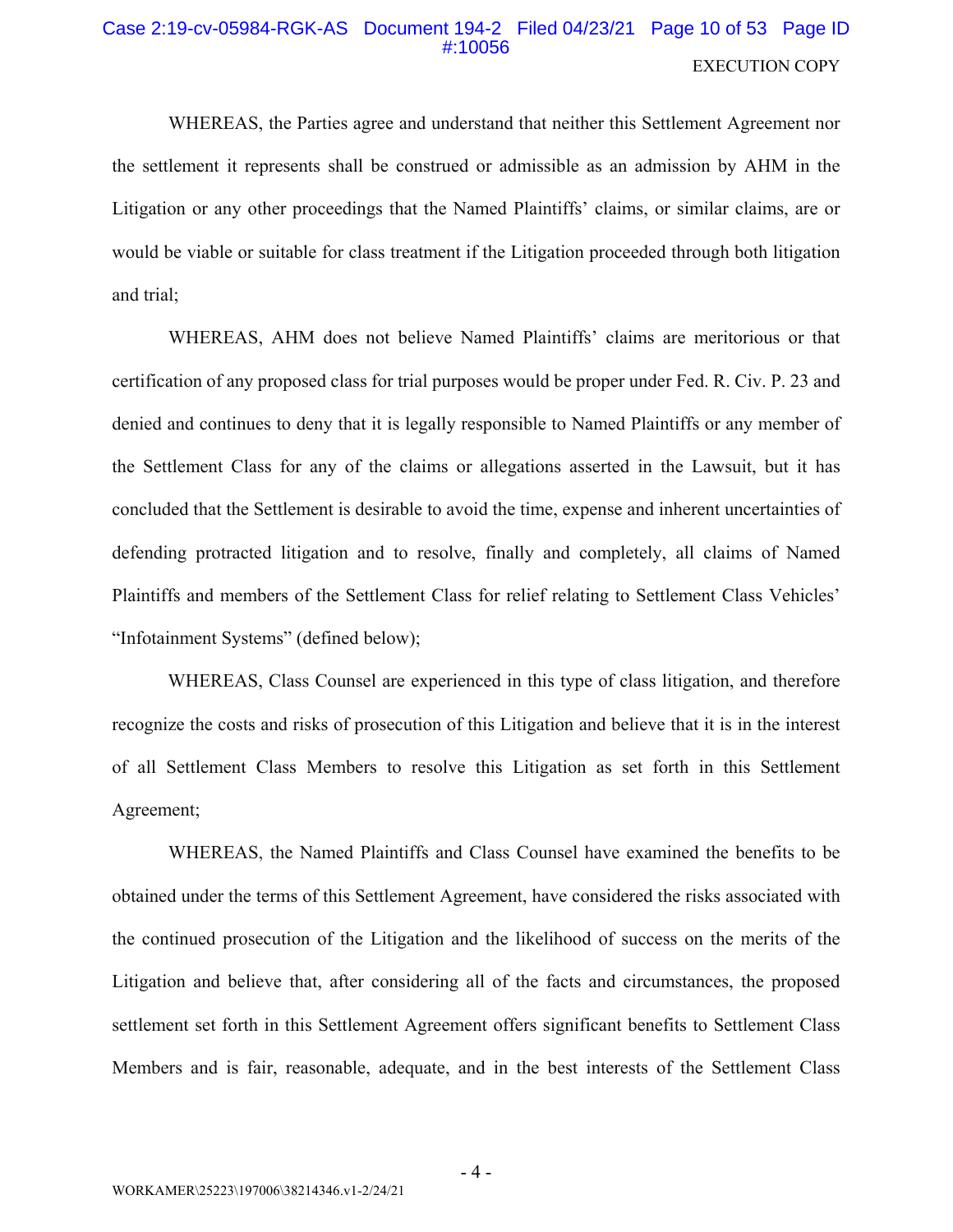WHEREAS, the Parties agree and understand that neither this Settlement Agreement nor the settlement it represents shall be construed or admissible as an admission by AHM in the Litigation or any other proceedings that the Named Plaintiffs' claims, or similar claims, are or would be viable or suitable for class treatment if the Litigation proceeded through both litigation and trial;

WHEREAS, AHM does not believe Named Plaintiffs' claims are meritorious or that certification of any proposed class for trial purposes would be proper under Fed. R. Civ. P. 23 and denied and continues to deny that it is legally responsible to Named Plaintiffs or any member of the Settlement Class for any of the claims or allegations asserted in the Lawsuit, but it has concluded that the Settlement is desirable to avoid the time, expense and inherent uncertainties of defending protracted litigation and to resolve, finally and completely, all claims of Named Plaintiffs and members of the Settlement Class for relief relating to Settlement Class Vehicles' "Infotainment Systems" (defined below);

WHEREAS, Class Counsel are experienced in this type of class litigation, and therefore recognize the costs and risks of prosecution of this Litigation and believe that it is in the interest of all Settlement Class Members to resolve this Litigation as set forth in this Settlement Agreement;

WHEREAS, the Named Plaintiffs and Class Counsel have examined the benefits to be obtained under the terms of this Settlement Agreement, have considered the risks associated with the continued prosecution of the Litigation and the likelihood of success on the merits of the Litigation and believe that, after considering all of the facts and circumstances, the proposed settlement set forth in this Settlement Agreement offers significant benefits to Settlement Class Members and is fair, reasonable, adequate, and in the best interests of the Settlement Class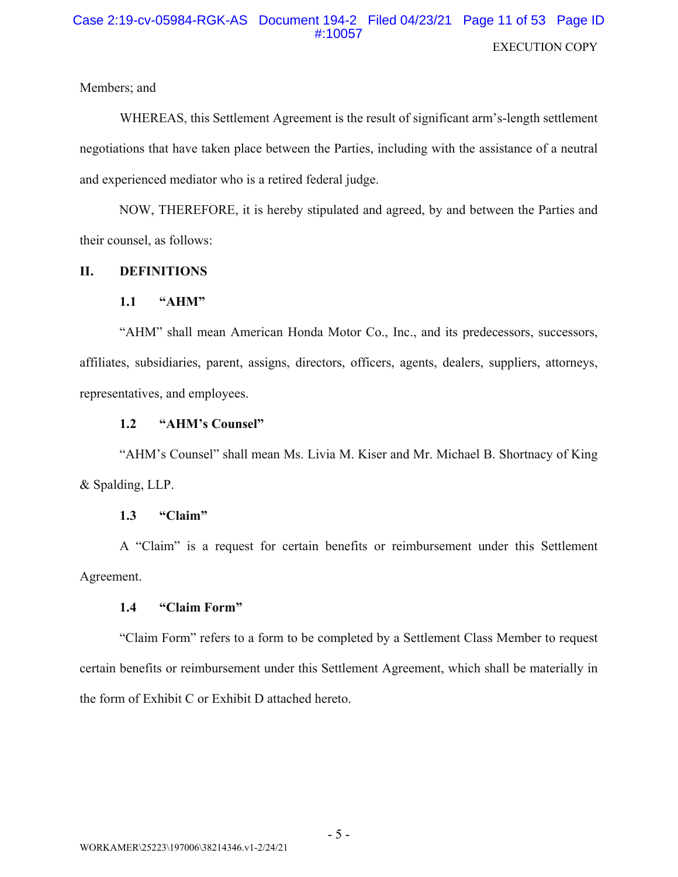Members; and

WHEREAS, this Settlement Agreement is the result of significant arm's-length settlement negotiations that have taken place between the Parties, including with the assistance of a neutral and experienced mediator who is a retired federal judge.

NOW, THEREFORE, it is hereby stipulated and agreed, by and between the Parties and their counsel, as follows:

## II. DEFINITIONS

### 1.1 "AHM"

"AHM" shall mean American Honda Motor Co., Inc., and its predecessors, successors, affiliates, subsidiaries, parent, assigns, directors, officers, agents, dealers, suppliers, attorneys, representatives, and employees.

### 1.2 "AHM's Counsel"

"AHM's Counsel" shall mean Ms. Livia M. Kiser and Mr. Michael B. Shortnacy of King & Spalding, LLP.

### 1.3 "Claim"

A "Claim" is a request for certain benefits or reimbursement under this Settlement Agreement.

### 1.4 "Claim Form"

"Claim Form" refers to a form to be completed by a Settlement Class Member to request certain benefits or reimbursement under this Settlement Agreement, which shall be materially in the form of Exhibit C or Exhibit D attached hereto.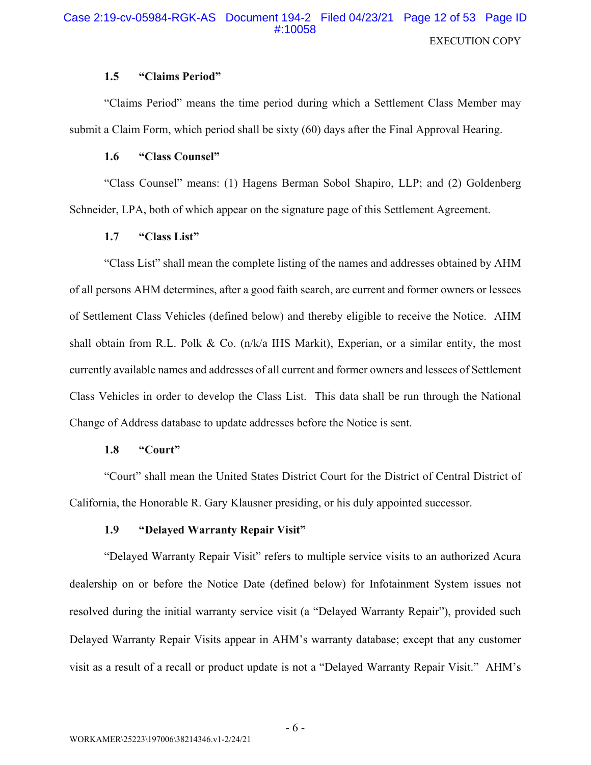### 1.5 "Claims Period"

"Claims Period" means the time period during which a Settlement Class Member may submit a Claim Form, which period shall be sixty (60) days after the Final Approval Hearing.

### 1.6 "Class Counsel"

"Class Counsel" means: (1) Hagens Berman Sobol Shapiro, LLP; and (2) Goldenberg Schneider, LPA, both of which appear on the signature page of this Settlement Agreement.

### 1.7 "Class List"

"Class List" shall mean the complete listing of the names and addresses obtained by AHM of all persons AHM determines, after a good faith search, are current and former owners or lessees of Settlement Class Vehicles (defined below) and thereby eligible to receive the Notice. AHM shall obtain from R.L. Polk & Co. (n/k/a IHS Markit), Experian, or a similar entity, the most currently available names and addresses of all current and former owners and lessees of Settlement Class Vehicles in order to develop the Class List. This data shall be run through the National Change of Address database to update addresses before the Notice is sent.

### 1.8 "Court"

"Court" shall mean the United States District Court for the District of Central District of California, the Honorable R. Gary Klausner presiding, or his duly appointed successor.

### 1.9 "Delayed Warranty Repair Visit"

"Delayed Warranty Repair Visit" refers to multiple service visits to an authorized Acura dealership on or before the Notice Date (defined below) for Infotainment System issues not resolved during the initial warranty service visit (a "Delayed Warranty Repair"), provided such Delayed Warranty Repair Visits appear in AHM's warranty database; except that any customer visit as a result of a recall or product update is not a "Delayed Warranty Repair Visit." AHM's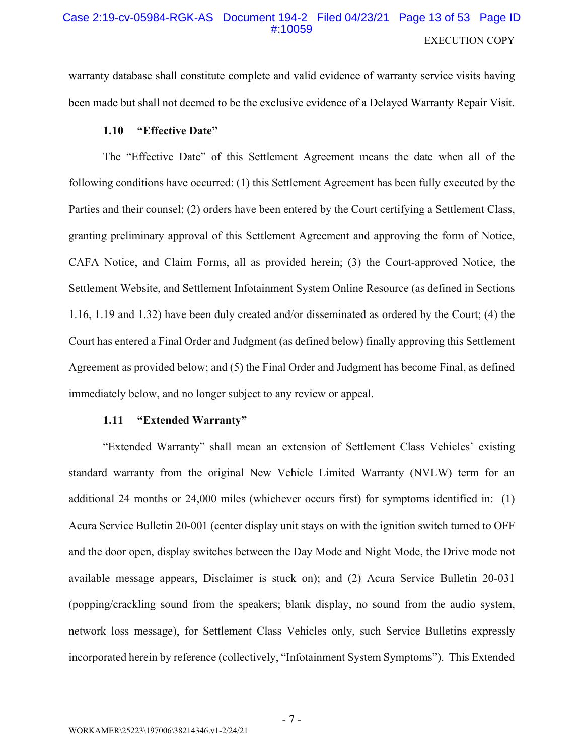warranty database shall constitute complete and valid evidence of warranty service visits having been made but shall not deemed to be the exclusive evidence of a Delayed Warranty Repair Visit.

**1.10 "Effective Date"**

The "Effective Date" of this Settlement Agreement means the date when all of the following conditions have occurred: (1) this Settlement Agreement has been fully executed by the Parties and their counsel; (2) orders have been entered by the Court certifying a Settlement Class, granting preliminary approval of this Settlement Agreement and approving the form of Notice, CAFA Notice, and Claim Forms, all as provided herein; (3) the Court-approved Notice, the Settlement Website, and Settlement Infotainment System Online Resource (as defined in Sections 1.16, 1.19 and 1.32) have been duly created and/or disseminated as ordered by the Court; (4) the Court has entered a Final Order and Judgment (as defined below) finally approving this Settlement Agreement as provided below; and (5) the Final Order and Judgment has become Final, as defined immediately below, and no longer subject to any review or appeal.

**1.11 "Extended Warranty"**

"Extended Warranty" shall mean an extension of Settlement Class Vehicles' existing standard warranty from the original New Vehicle Limited Warranty (NVLW) term for an additional 24 months or 24,000 miles (whichever occurs first) for symptoms identified in: (1) Acura Service Bulletin 20-001 (center display unit stays on with the ignition switch turned to OFF and the door open, display switches between the Day Mode and Night Mode, the Drive mode not available message appears, Disclaimer is stuck on); and (2) Acura Service Bulletin 20-031 (popping/crackling sound from the speakers; blank display, no sound from the audio system, network loss message), for Settlement Class Vehicles only, such Service Bulletins expressly incorporated herein by reference (collectively, "Infotainment System Symptoms"). This Extended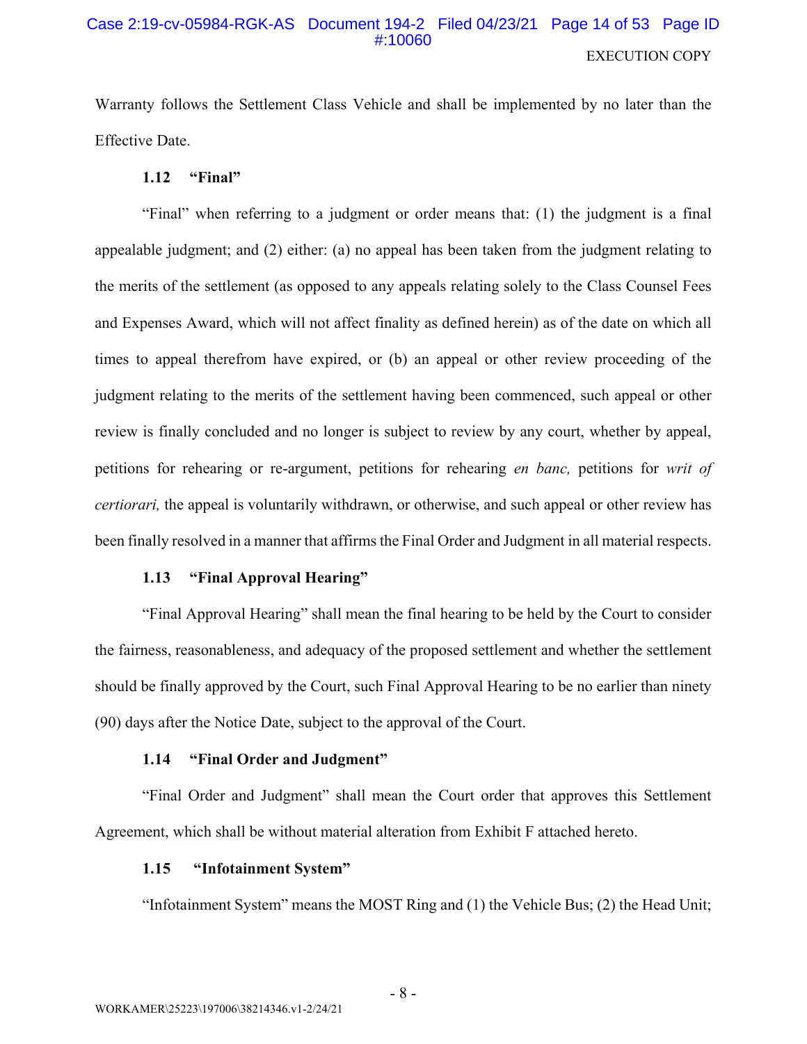Warranty follows the Settlement Class Vehicle and shall be implemented by no later than the Effective Date.

### 1.12 "Final"

"Final" when referring to a judgment or order means that: (1) the judgment is a final appealable judgment; and (2) either: (a) no appeal has been taken from the judgment relating to the merits of the settlement (as opposed to any appeals relating solely to the Class Counsel Fees and Expenses Award, which will not affect finality as defined herein) as of the date on which all times to appeal therefrom have expired, or (b) an appeal or other review proceeding of the judgment relating to the merits of the settlement having been commenced, such appeal or other review is finally concluded and no longer is subject to review by any court, whether by appeal, petitions for rehearing or re-argument, petitions for rehearing *en banc,* petitions for *writ of certiorari,* the appeal is voluntarily withdrawn, or otherwise, and such appeal or other review has been finally resolved in a manner that affirms the Final Order and Judgment in all material respects.

### 1.13 "Final Approval Hearing"

"Final Approval Hearing" shall mean the final hearing to be held by the Court to consider the fairness, reasonableness, and adequacy of the proposed settlement and whether the settlement should be finally approved by the Court, such Final Approval Hearing to be no earlier than ninety (90) days after the Notice Date, subject to the approval of the Court.

### 1.14 "Final Order and Judgment"

"Final Order and Judgment" shall mean the Court order that approves this Settlement Agreement, which shall be without material alteration from Exhibit F attached hereto.

### 1.15 "Infotainment System"

"Infotainment System" means the MOST Ring and (1) the Vehicle Bus; (2) the Head Unit;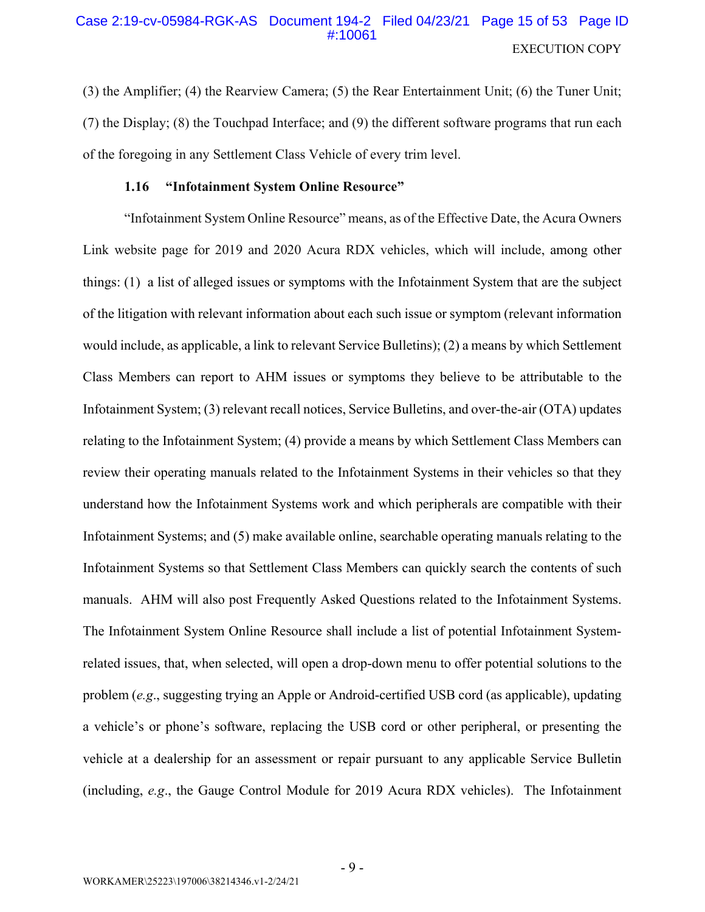(3) the Amplifier; (4) the Rearview Camera; (5) the Rear Entertainment Unit; (6) the Tuner Unit; (7) the Display; (8) the Touchpad Interface; and (9) the different software programs that run each of the foregoing in any Settlement Class Vehicle of every trim level.

### 1.16 "Infotainment System Online Resource"

"Infotainment System Online Resource" means, as of the Effective Date, the Acura Owners Link website page for 2019 and 2020 Acura RDX vehicles, which will include, among other things: (1) a list of alleged issues or symptoms with the Infotainment System that are the subject of the litigation with relevant information about each such issue or symptom (relevant information would include, as applicable, a link to relevant Service Bulletins); (2) a means by which Settlement Class Members can report to AHM issues or symptoms they believe to be attributable to the Infotainment System; (3) relevant recall notices, Service Bulletins, and over-the-air (OTA) updates relating to the Infotainment System; (4) provide a means by which Settlement Class Members can review their operating manuals related to the Infotainment Systems in their vehicles so that they understand how the Infotainment Systems work and which peripherals are compatible with their Infotainment Systems; and (5) make available online, searchable operating manuals relating to the Infotainment Systems so that Settlement Class Members can quickly search the contents of such manuals. AHM will also post Frequently Asked Questions related to the Infotainment Systems. The Infotainment System Online Resource shall include a list of potential Infotainment System-related issues, that, when selected, will open a drop-down menu to offer potential solutions to the problem (*e.g.*, suggesting trying an Apple or Android-certified USB cord (as applicable), updating a vehicle's or phone's software, replacing the USB cord or other peripheral, or presenting the vehicle at a dealership for an assessment or repair pursuant to any applicable Service Bulletin (including, *e.g.*, the Gauge Control Module for 2019 Acura RDX vehicles). The Infotainment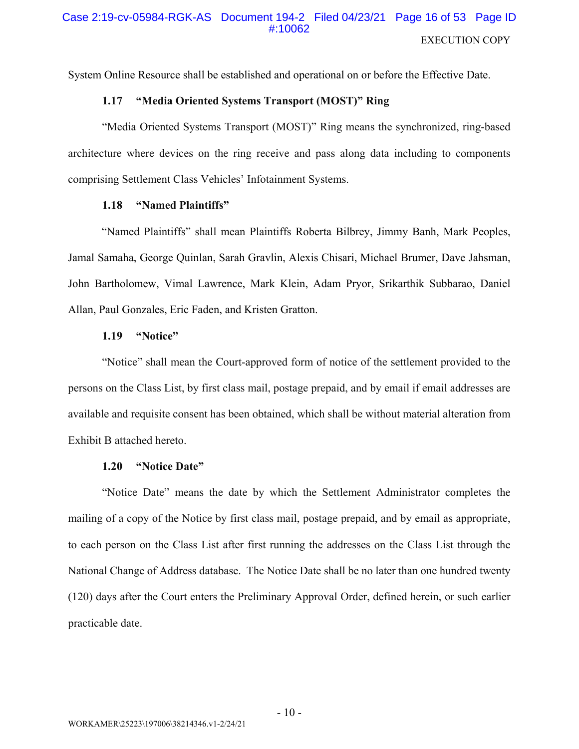System Online Resource shall be established and operational on or before the Effective Date.

**1.17 "Media Oriented Systems Transport (MOST)" Ring**

"Media Oriented Systems Transport (MOST)" Ring means the synchronized, ring-based architecture where devices on the ring receive and pass along data including to components comprising Settlement Class Vehicles' Infotainment Systems.

**1.18 "Named Plaintiffs"**

"Named Plaintiffs" shall mean Plaintiffs Roberta Bilbrey, Jimmy Banh, Mark Peoples, Jamal Samaha, George Quinlan, Sarah Gravlin, Alexis Chisari, Michael Brumer, Dave Jahsman, John Bartholomew, Vimal Lawrence, Mark Klein, Adam Pryor, Srikarthik Subbarao, Daniel Allan, Paul Gonzales, Eric Faden, and Kristen Gratton.

**1.19 "Notice"**

"Notice" shall mean the Court-approved form of notice of the settlement provided to the persons on the Class List, by first class mail, postage prepaid, and by email if email addresses are available and requisite consent has been obtained, which shall be without material alteration from Exhibit B attached hereto.

**1.20 "Notice Date"**

"Notice Date" means the date by which the Settlement Administrator completes the mailing of a copy of the Notice by first class mail, postage prepaid, and by email as appropriate, to each person on the Class List after first running the addresses on the Class List through the National Change of Address database. The Notice Date shall be no later than one hundred twenty (120) days after the Court enters the Preliminary Approval Order, defined herein, or such earlier practicable date.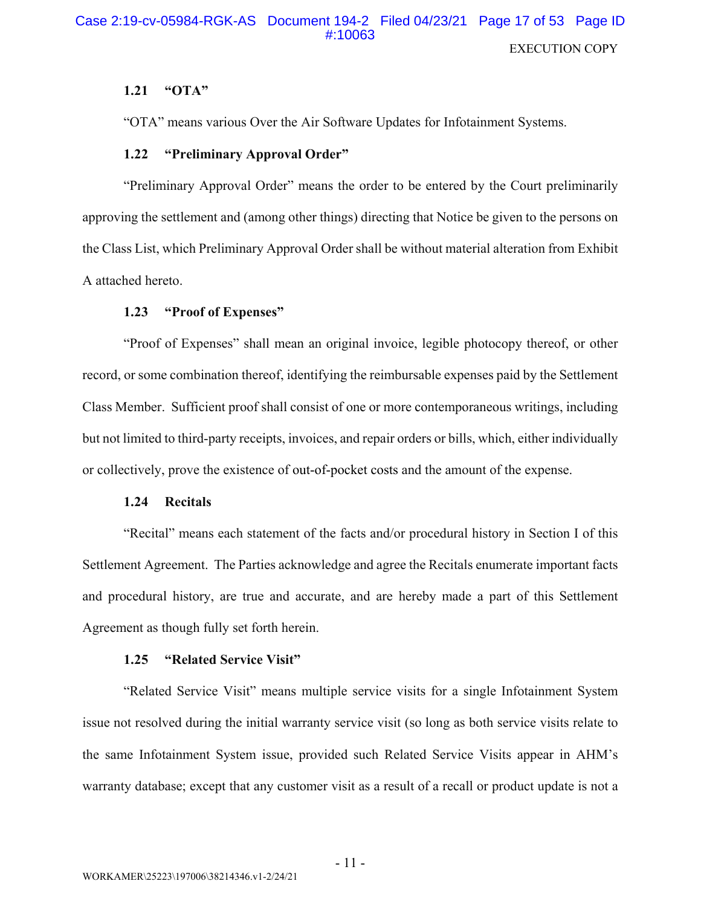### 1.21 "OTA"

"OTA" means various Over the Air Software Updates for Infotainment Systems.

### 1.22 "Preliminary Approval Order"

"Preliminary Approval Order" means the order to be entered by the Court preliminarily approving the settlement and (among other things) directing that Notice be given to the persons on the Class List, which Preliminary Approval Order shall be without material alteration from Exhibit A attached hereto.

### 1.23 "Proof of Expenses"

"Proof of Expenses" shall mean an original invoice, legible photocopy thereof, or other record, or some combination thereof, identifying the reimbursable expenses paid by the Settlement Class Member. Sufficient proof shall consist of one or more contemporaneous writings, including but not limited to third-party receipts, invoices, and repair orders or bills, which, either individually or collectively, prove the existence of out-of-pocket costs and the amount of the expense.

### 1.24 Recitals

"Recital" means each statement of the facts and/or procedural history in Section I of this Settlement Agreement. The Parties acknowledge and agree the Recitals enumerate important facts and procedural history, are true and accurate, and are hereby made a part of this Settlement Agreement as though fully set forth herein.

### 1.25 "Related Service Visit"

"Related Service Visit" means multiple service visits for a single Infotainment System issue not resolved during the initial warranty service visit (so long as both service visits relate to the same Infotainment System issue, provided such Related Service Visits appear in AHM's warranty database; except that any customer visit as a result of a recall or product update is not a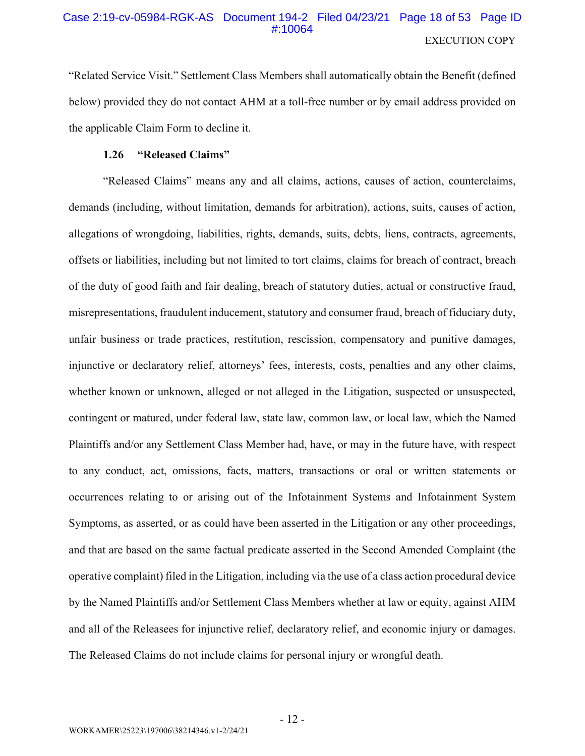"Related Service Visit." Settlement Class Members shall automatically obtain the Benefit (defined below) provided they do not contact AHM at a toll-free number or by email address provided on the applicable Claim Form to decline it.

### 1.26 "Released Claims"

"Released Claims" means any and all claims, actions, causes of action, counterclaims, demands (including, without limitation, demands for arbitration), actions, suits, causes of action, allegations of wrongdoing, liabilities, rights, demands, suits, debts, liens, contracts, agreements, offsets or liabilities, including but not limited to tort claims, claims for breach of contract, breach of the duty of good faith and fair dealing, breach of statutory duties, actual or constructive fraud, misrepresentations, fraudulent inducement, statutory and consumer fraud, breach of fiduciary duty, unfair business or trade practices, restitution, rescission, compensatory and punitive damages, injunctive or declaratory relief, attorneys' fees, interests, costs, penalties and any other claims, whether known or unknown, alleged or not alleged in the Litigation, suspected or unsuspected, contingent or matured, under federal law, state law, common law, or local law, which the Named Plaintiffs and/or any Settlement Class Member had, have, or may in the future have, with respect to any conduct, act, omissions, facts, matters, transactions or oral or written statements or occurrences relating to or arising out of the Infotainment Systems and Infotainment System Symptoms, as asserted, or as could have been asserted in the Litigation or any other proceedings, and that are based on the same factual predicate asserted in the Second Amended Complaint (the operative complaint) filed in the Litigation, including via the use of a class action procedural device by the Named Plaintiffs and/or Settlement Class Members whether at law or equity, against AHM and all of the Releasees for injunctive relief, declaratory relief, and economic injury or damages. The Released Claims do not include claims for personal injury or wrongful death.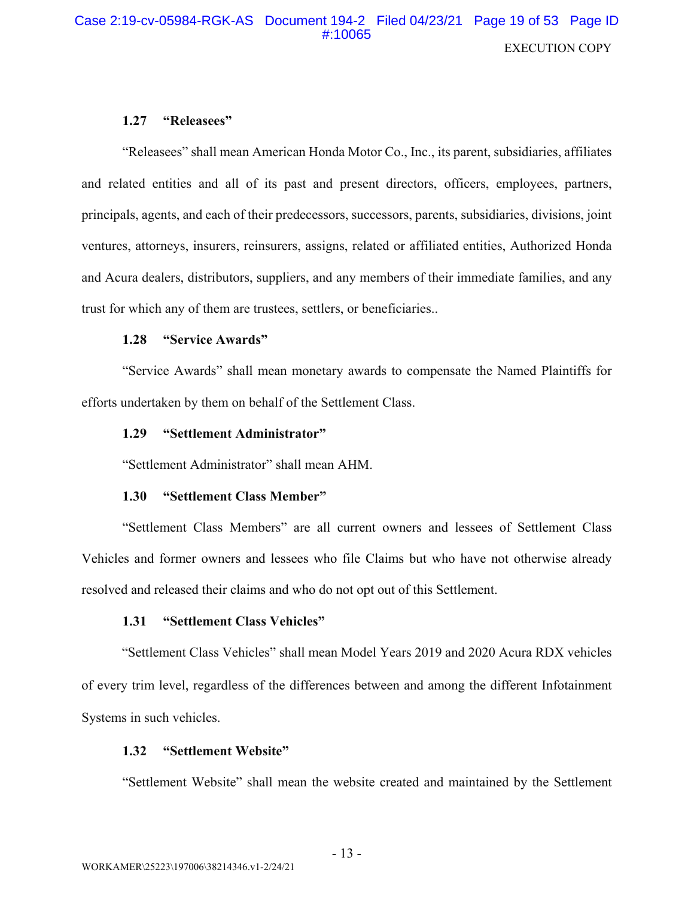### 1.27 "Releasees"

"Releasees" shall mean American Honda Motor Co., Inc., its parent, subsidiaries, affiliates and related entities and all of its past and present directors, officers, employees, partners, principals, agents, and each of their predecessors, successors, parents, subsidiaries, divisions, joint ventures, attorneys, insurers, reinsurers, assigns, related or affiliated entities, Authorized Honda and Acura dealers, distributors, suppliers, and any members of their immediate families, and any trust for which any of them are trustees, settlers, or beneficiaries..

### 1.28 "Service Awards"

"Service Awards" shall mean monetary awards to compensate the Named Plaintiffs for efforts undertaken by them on behalf of the Settlement Class.

### 1.29 "Settlement Administrator"

"Settlement Administrator" shall mean AHM.

### 1.30 "Settlement Class Member"

"Settlement Class Members" are all current owners and lessees of Settlement Class Vehicles and former owners and lessees who file Claims but who have not otherwise already resolved and released their claims and who do not opt out of this Settlement.

### 1.31 "Settlement Class Vehicles"

"Settlement Class Vehicles" shall mean Model Years 2019 and 2020 Acura RDX vehicles of every trim level, regardless of the differences between and among the different Infotainment Systems in such vehicles.

### 1.32 "Settlement Website"

"Settlement Website" shall mean the website created and maintained by the Settlement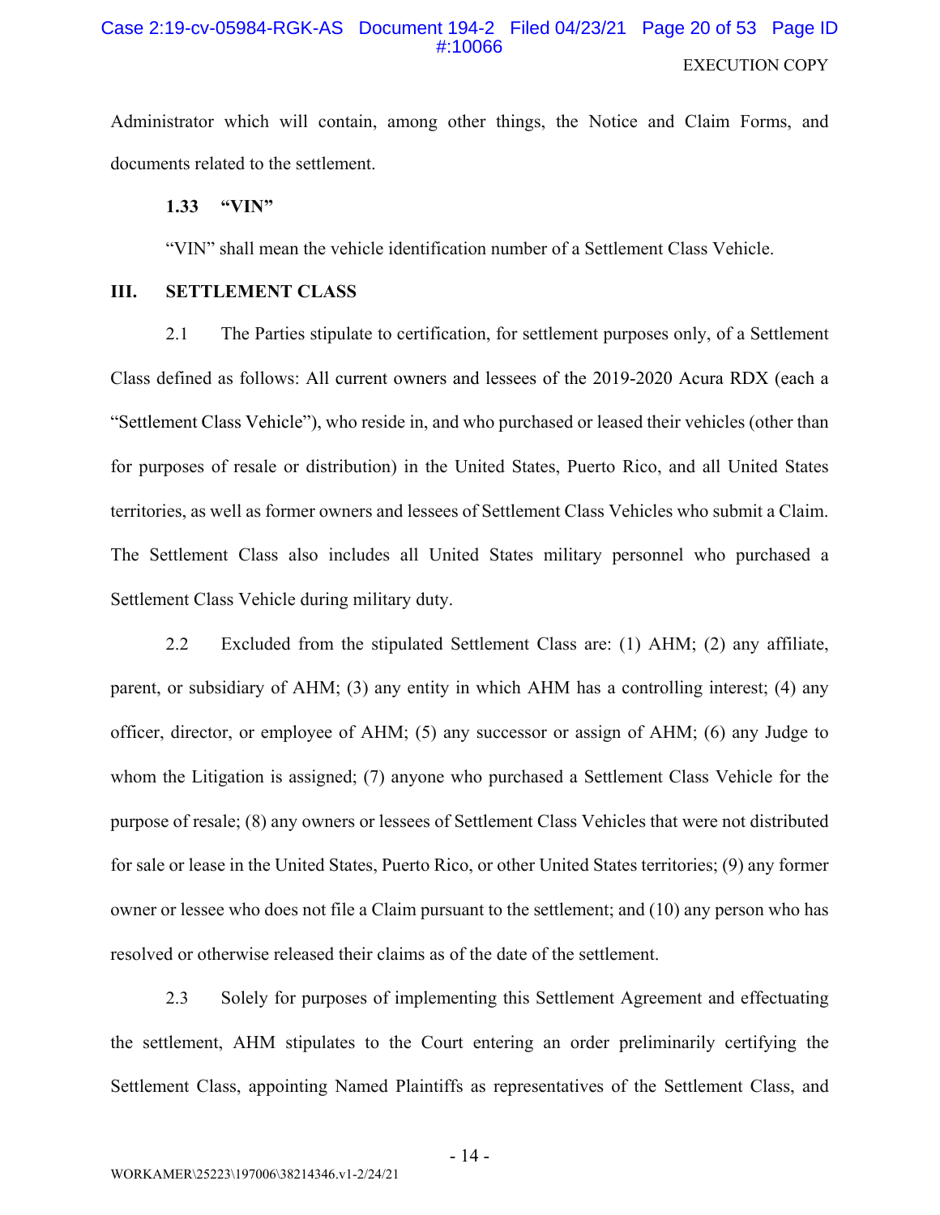Administrator which will contain, among other things, the Notice and Claim Forms, and documents related to the settlement.

**1.33 "VIN"**

"VIN" shall mean the vehicle identification number of a Settlement Class Vehicle.

## III. SETTLEMENT CLASS

2.1 The Parties stipulate to certification, for settlement purposes only, of a Settlement Class defined as follows: All current owners and lessees of the 2019-2020 Acura RDX (each a "Settlement Class Vehicle"), who reside in, and who purchased or leased their vehicles (other than for purposes of resale or distribution) in the United States, Puerto Rico, and all United States territories, as well as former owners and lessees of Settlement Class Vehicles who submit a Claim. The Settlement Class also includes all United States military personnel who purchased a Settlement Class Vehicle during military duty.

2.2 Excluded from the stipulated Settlement Class are: (1) AHM; (2) any affiliate, parent, or subsidiary of AHM; (3) any entity in which AHM has a controlling interest; (4) any officer, director, or employee of AHM; (5) any successor or assign of AHM; (6) any Judge to whom the Litigation is assigned; (7) anyone who purchased a Settlement Class Vehicle for the purpose of resale; (8) any owners or lessees of Settlement Class Vehicles that were not distributed for sale or lease in the United States, Puerto Rico, or other United States territories; (9) any former owner or lessee who does not file a Claim pursuant to the settlement; and (10) any person who has resolved or otherwise released their claims as of the date of the settlement.

2.3 Solely for purposes of implementing this Settlement Agreement and effectuating the settlement, AHM stipulates to the Court entering an order preliminarily certifying the Settlement Class, appointing Named Plaintiffs as representatives of the Settlement Class, and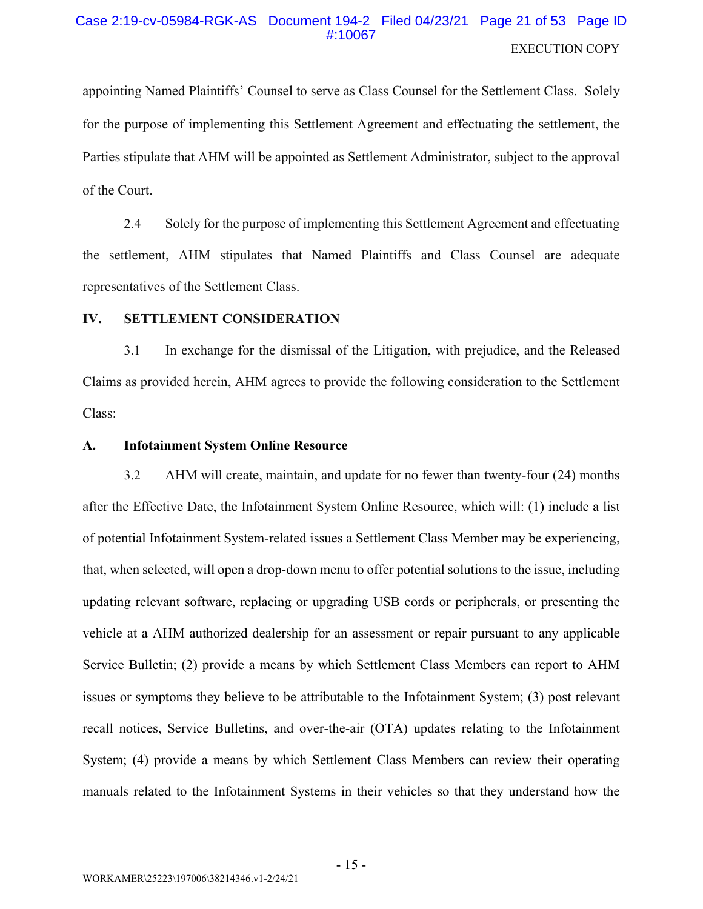appointing Named Plaintiffs' Counsel to serve as Class Counsel for the Settlement Class. Solely for the purpose of implementing this Settlement Agreement and effectuating the settlement, the Parties stipulate that AHM will be appointed as Settlement Administrator, subject to the approval of the Court.

2.4 Solely for the purpose of implementing this Settlement Agreement and effectuating the settlement, AHM stipulates that Named Plaintiffs and Class Counsel are adequate representatives of the Settlement Class.

## IV. SETTLEMENT CONSIDERATION

3.1 In exchange for the dismissal of the Litigation, with prejudice, and the Released Claims as provided herein, AHM agrees to provide the following consideration to the Settlement Class:

### A. Infotainment System Online Resource

3.2 AHM will create, maintain, and update for no fewer than twenty-four (24) months after the Effective Date, the Infotainment System Online Resource, which will: (1) include a list of potential Infotainment System-related issues a Settlement Class Member may be experiencing, that, when selected, will open a drop-down menu to offer potential solutions to the issue, including updating relevant software, replacing or upgrading USB cords or peripherals, or presenting the vehicle at a AHM authorized dealership for an assessment or repair pursuant to any applicable Service Bulletin; (2) provide a means by which Settlement Class Members can report to AHM issues or symptoms they believe to be attributable to the Infotainment System; (3) post relevant recall notices, Service Bulletins, and over-the-air (OTA) updates relating to the Infotainment System; (4) provide a means by which Settlement Class Members can review their operating manuals related to the Infotainment Systems in their vehicles so that they understand how the

WORKAMER\25223\197006\38214346.v1-2/24/21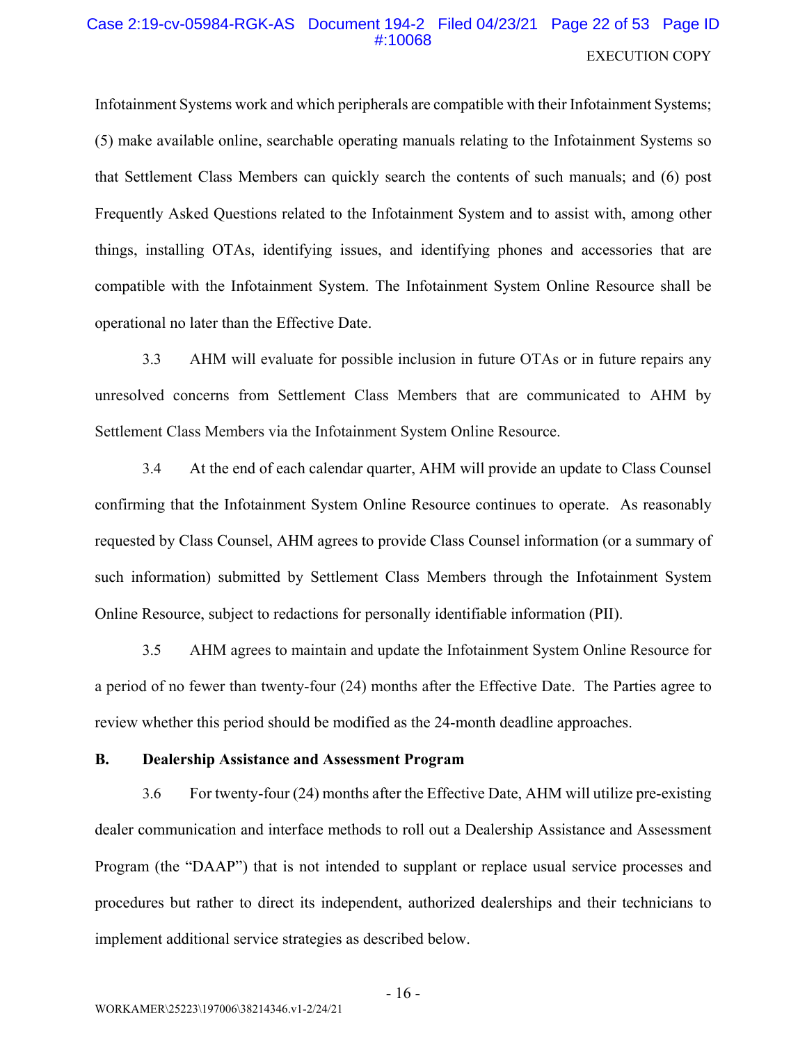Infotainment Systems work and which peripherals are compatible with their Infotainment Systems; (5) make available online, searchable operating manuals relating to the Infotainment Systems so that Settlement Class Members can quickly search the contents of such manuals; and (6) post Frequently Asked Questions related to the Infotainment System and to assist with, among other things, installing OTAs, identifying issues, and identifying phones and accessories that are compatible with the Infotainment System. The Infotainment System Online Resource shall be operational no later than the Effective Date.

3.3 AHM will evaluate for possible inclusion in future OTAs or in future repairs any unresolved concerns from Settlement Class Members that are communicated to AHM by Settlement Class Members via the Infotainment System Online Resource.

3.4 At the end of each calendar quarter, AHM will provide an update to Class Counsel confirming that the Infotainment System Online Resource continues to operate. As reasonably requested by Class Counsel, AHM agrees to provide Class Counsel information (or a summary of such information) submitted by Settlement Class Members through the Infotainment System Online Resource, subject to redactions for personally identifiable information (PII).

3.5 AHM agrees to maintain and update the Infotainment System Online Resource for a period of no fewer than twenty-four (24) months after the Effective Date. The Parties agree to review whether this period should be modified as the 24-month deadline approaches.

**B. Dealership Assistance and Assessment Program**

3.6 For twenty-four (24) months after the Effective Date, AHM will utilize pre-existing dealer communication and interface methods to roll out a Dealership Assistance and Assessment Program (the "DAAP") that is not intended to supplant or replace usual service processes and procedures but rather to direct its independent, authorized dealerships and their technicians to implement additional service strategies as described below.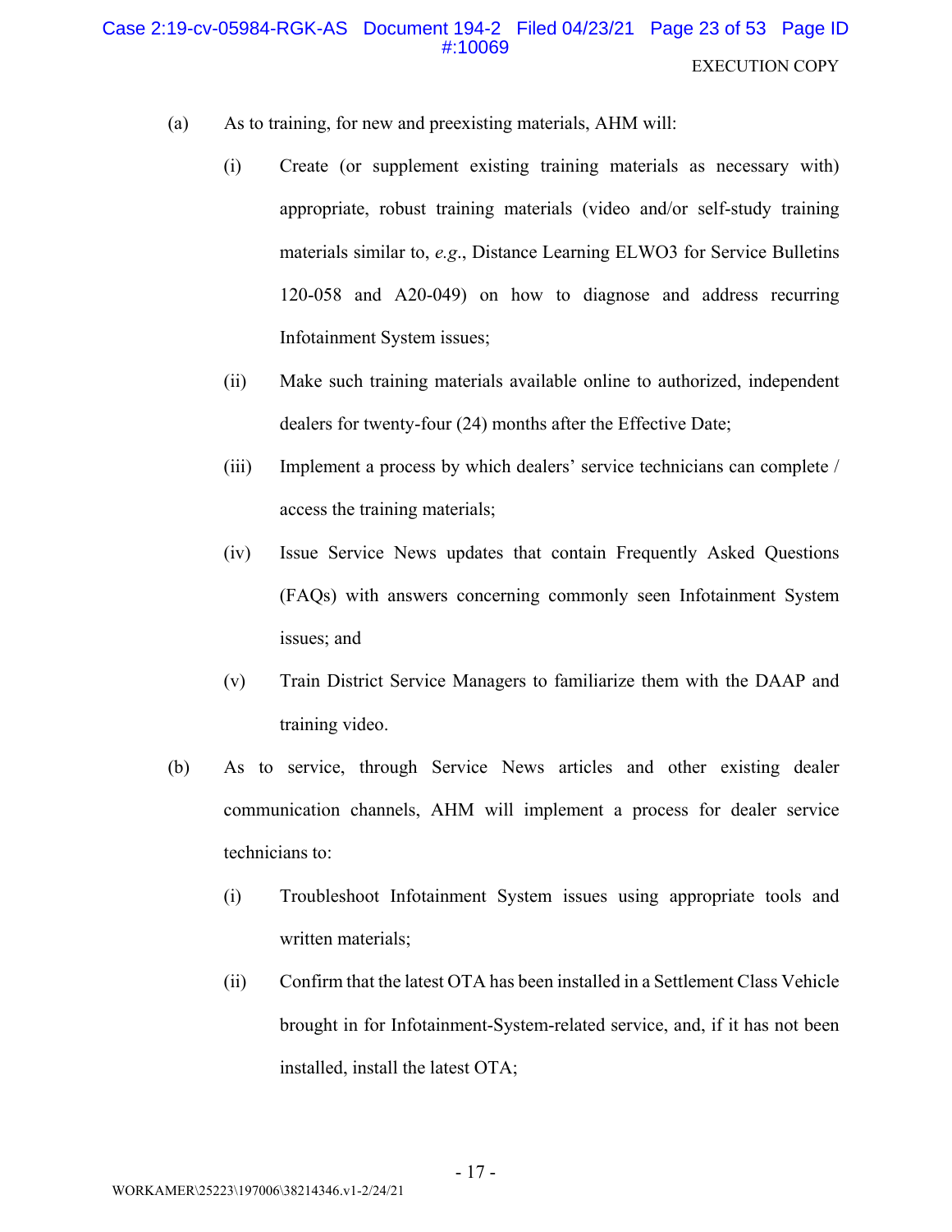(a) As to training, for new and preexisting materials, AHM will:

(i) Create (or supplement existing training materials as necessary with) appropriate, robust training materials (video and/or self-study training materials similar to, *e.g*., Distance Learning ELWO3 for Service Bulletins 120-058 and A20-049) on how to diagnose and address recurring Infotainment System issues;

(ii) Make such training materials available online to authorized, independent dealers for twenty-four (24) months after the Effective Date;

(iii) Implement a process by which dealers' service technicians can complete / access the training materials;

(iv) Issue Service News updates that contain Frequently Asked Questions (FAQs) with answers concerning commonly seen Infotainment System issues; and

(v) Train District Service Managers to familiarize them with the DAAP and training video.

(b) As to service, through Service News articles and other existing dealer communication channels, AHM will implement a process for dealer service technicians to:

(i) Troubleshoot Infotainment System issues using appropriate tools and written materials;

(ii) Confirm that the latest OTA has been installed in a Settlement Class Vehicle brought in for Infotainment-System-related service, and, if it has not been installed, install the latest OTA;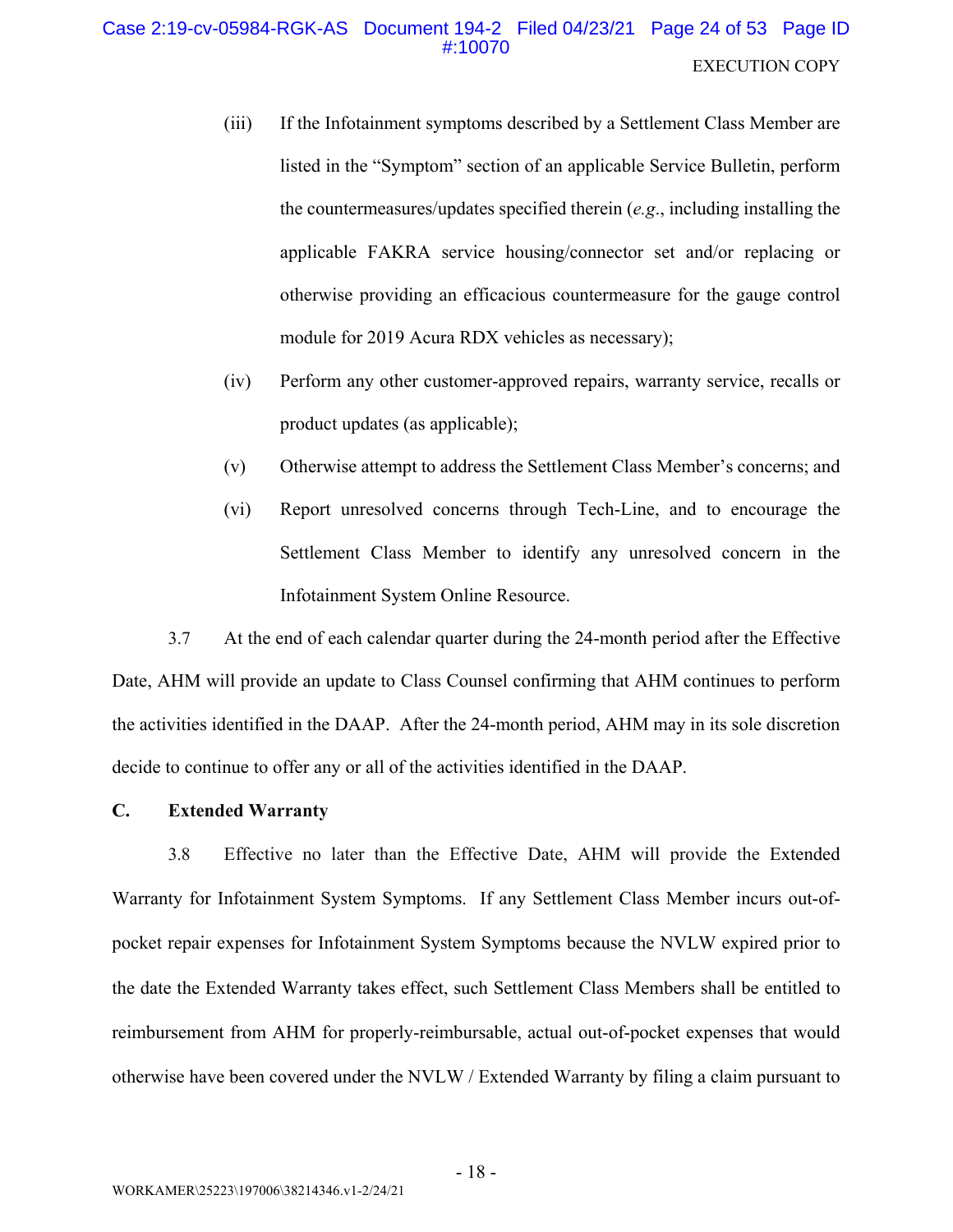(iii) If the Infotainment symptoms described by a Settlement Class Member are listed in the "Symptom" section of an applicable Service Bulletin, perform the countermeasures/updates specified therein (*e.g.*, including installing the applicable FAKRA service housing/connector set and/or replacing or otherwise providing an efficacious countermeasure for the gauge control module for 2019 Acura RDX vehicles as necessary);

(iv) Perform any other customer-approved repairs, warranty service, recalls or product updates (as applicable);

(v) Otherwise attempt to address the Settlement Class Member's concerns; and

(vi) Report unresolved concerns through Tech-Line, and to encourage the Settlement Class Member to identify any unresolved concern in the Infotainment System Online Resource.

3.7 At the end of each calendar quarter during the 24-month period after the Effective Date, AHM will provide an update to Class Counsel confirming that AHM continues to perform the activities identified in the DAAP. After the 24-month period, AHM may in its sole discretion decide to continue to offer any or all of the activities identified in the DAAP.

**C. Extended Warranty**

3.8 Effective no later than the Effective Date, AHM will provide the Extended Warranty for Infotainment System Symptoms. If any Settlement Class Member incurs out-of-pocket repair expenses for Infotainment System Symptoms because the NVLW expired prior to the date the Extended Warranty takes effect, such Settlement Class Members shall be entitled to reimbursement from AHM for properly-reimbursable, actual out-of-pocket expenses that would otherwise have been covered under the NVLW / Extended Warranty by filing a claim pursuant to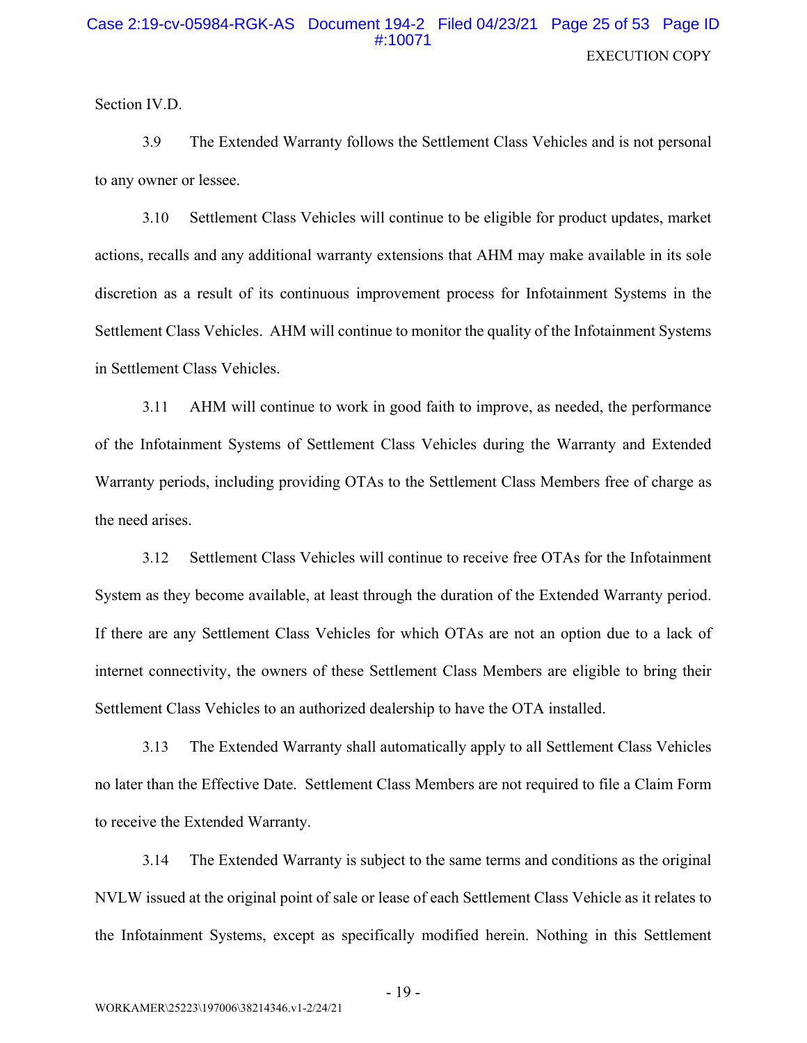Section IV.D.

3.9 The Extended Warranty follows the Settlement Class Vehicles and is not personal to any owner or lessee.

3.10 Settlement Class Vehicles will continue to be eligible for product updates, market actions, recalls and any additional warranty extensions that AHM may make available in its sole discretion as a result of its continuous improvement process for Infotainment Systems in the Settlement Class Vehicles. AHM will continue to monitor the quality of the Infotainment Systems in Settlement Class Vehicles.

3.11 AHM will continue to work in good faith to improve, as needed, the performance of the Infotainment Systems of Settlement Class Vehicles during the Warranty and Extended Warranty periods, including providing OTAs to the Settlement Class Members free of charge as the need arises.

3.12 Settlement Class Vehicles will continue to receive free OTAs for the Infotainment System as they become available, at least through the duration of the Extended Warranty period. If there are any Settlement Class Vehicles for which OTAs are not an option due to a lack of internet connectivity, the owners of these Settlement Class Members are eligible to bring their Settlement Class Vehicles to an authorized dealership to have the OTA installed.

3.13 The Extended Warranty shall automatically apply to all Settlement Class Vehicles no later than the Effective Date. Settlement Class Members are not required to file a Claim Form to receive the Extended Warranty.

3.14 The Extended Warranty is subject to the same terms and conditions as the original NVLW issued at the original point of sale or lease of each Settlement Class Vehicle as it relates to the Infotainment Systems, except as specifically modified herein. Nothing in this Settlement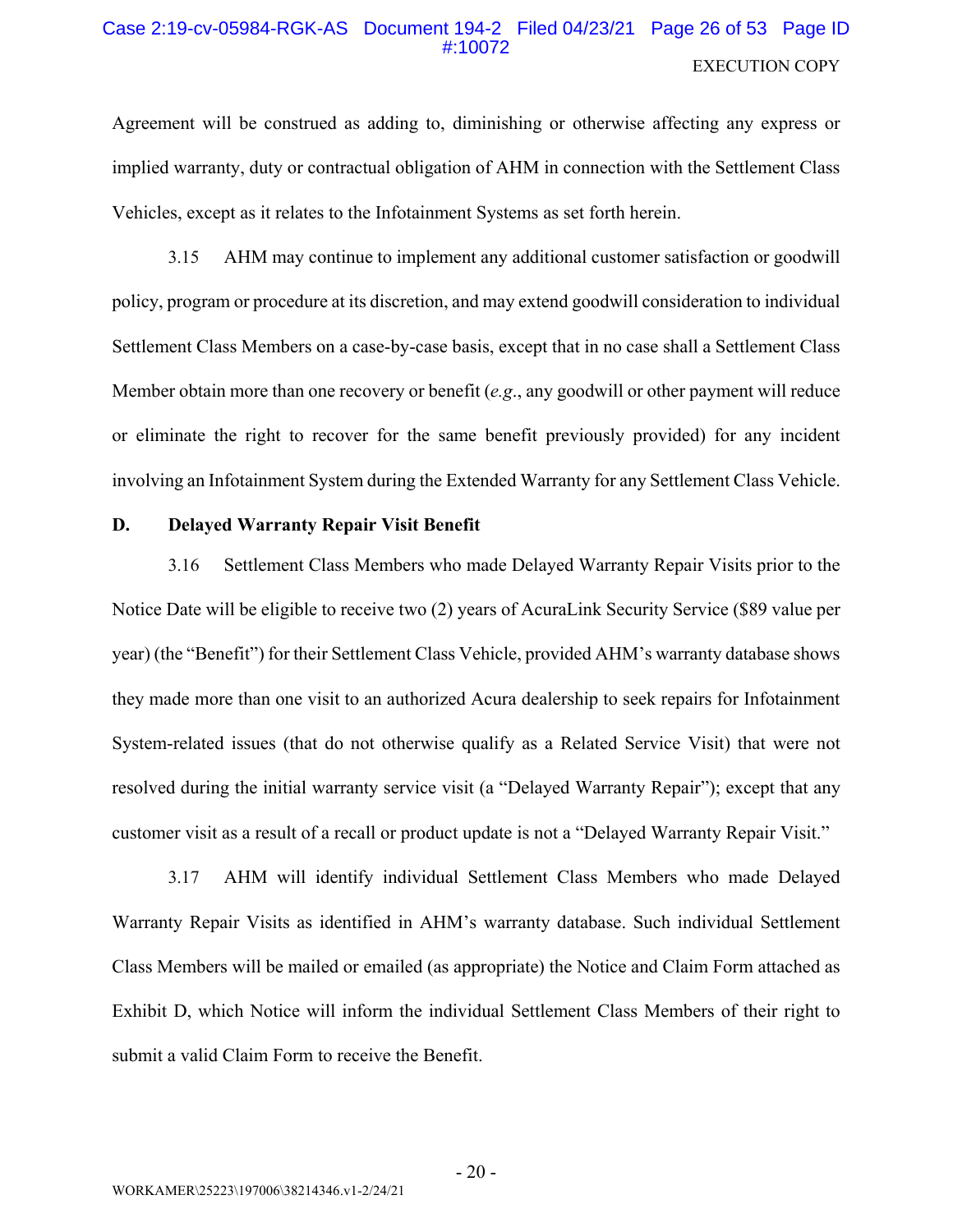Agreement will be construed as adding to, diminishing or otherwise affecting any express or implied warranty, duty or contractual obligation of AHM in connection with the Settlement Class Vehicles, except as it relates to the Infotainment Systems as set forth herein.

3.15 AHM may continue to implement any additional customer satisfaction or goodwill policy, program or procedure at its discretion, and may extend goodwill consideration to individual Settlement Class Members on a case-by-case basis, except that in no case shall a Settlement Class Member obtain more than one recovery or benefit (*e.g.*, any goodwill or other payment will reduce or eliminate the right to recover for the same benefit previously provided) for any incident involving an Infotainment System during the Extended Warranty for any Settlement Class Vehicle.

**D. Delayed Warranty Repair Visit Benefit**

3.16 Settlement Class Members who made Delayed Warranty Repair Visits prior to the Notice Date will be eligible to receive two (2) years of AcuraLink Security Service ($89 value per year) (the "Benefit") for their Settlement Class Vehicle, provided AHM's warranty database shows they made more than one visit to an authorized Acura dealership to seek repairs for Infotainment System-related issues (that do not otherwise qualify as a Related Service Visit) that were not resolved during the initial warranty service visit (a "Delayed Warranty Repair"); except that any customer visit as a result of a recall or product update is not a "Delayed Warranty Repair Visit."

3.17 AHM will identify individual Settlement Class Members who made Delayed Warranty Repair Visits as identified in AHM's warranty database. Such individual Settlement Class Members will be mailed or emailed (as appropriate) the Notice and Claim Form attached as Exhibit D, which Notice will inform the individual Settlement Class Members of their right to submit a valid Claim Form to receive the Benefit.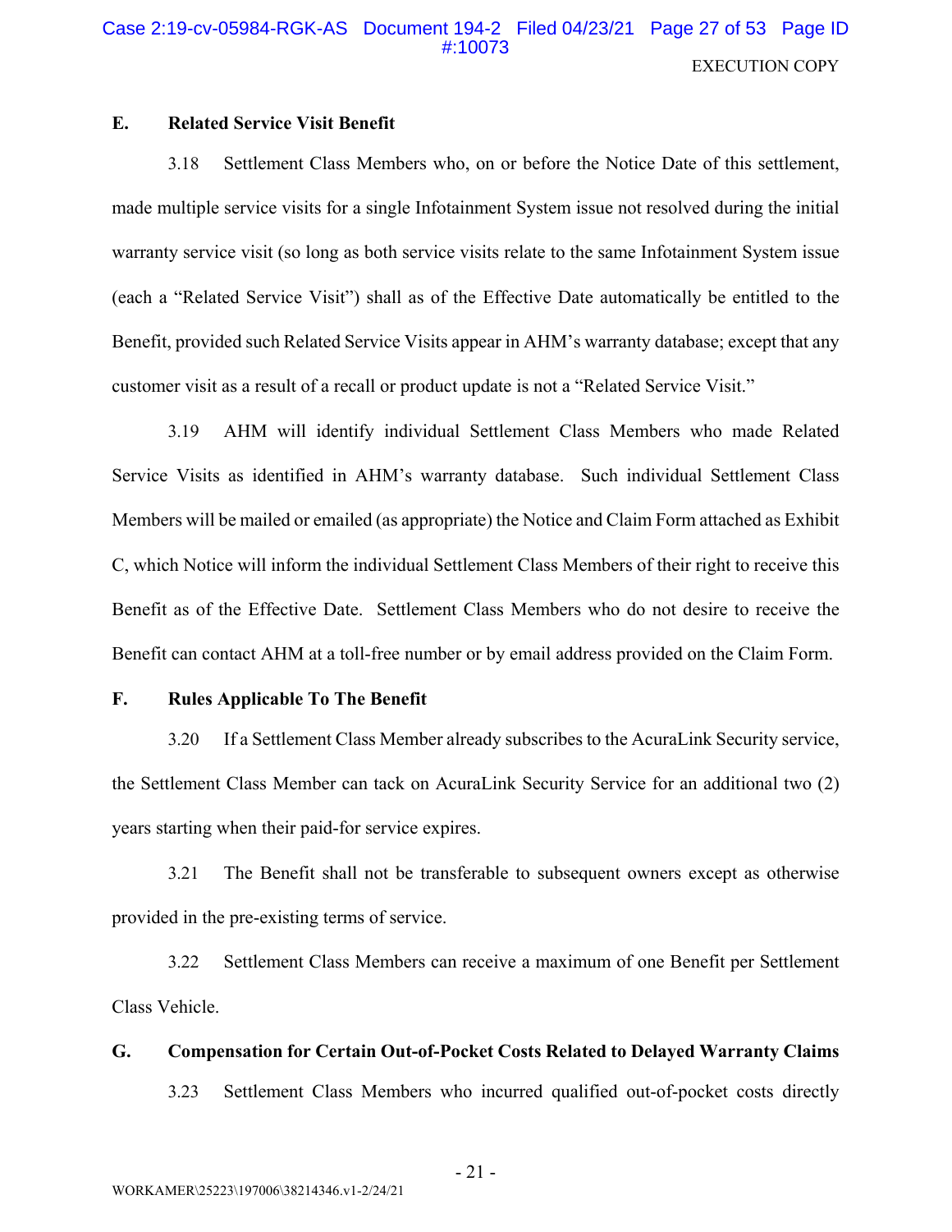EXECUTION COPY

### E. Related Service Visit Benefit

3.18 Settlement Class Members who, on or before the Notice Date of this settlement, made multiple service visits for a single Infotainment System issue not resolved during the initial warranty service visit (so long as both service visits relate to the same Infotainment System issue (each a "Related Service Visit") shall as of the Effective Date automatically be entitled to the Benefit, provided such Related Service Visits appear in AHM's warranty database; except that any customer visit as a result of a recall or product update is not a "Related Service Visit."

3.19 AHM will identify individual Settlement Class Members who made Related Service Visits as identified in AHM's warranty database. Such individual Settlement Class Members will be mailed or emailed (as appropriate) the Notice and Claim Form attached as Exhibit C, which Notice will inform the individual Settlement Class Members of their right to receive this Benefit as of the Effective Date. Settlement Class Members who do not desire to receive the Benefit can contact AHM at a toll-free number or by email address provided on the Claim Form.

### F. Rules Applicable To The Benefit

3.20 If a Settlement Class Member already subscribes to the AcuraLink Security service, the Settlement Class Member can tack on AcuraLink Security Service for an additional two (2) years starting when their paid-for service expires.

3.21 The Benefit shall not be transferable to subsequent owners except as otherwise provided in the pre-existing terms of service.

3.22 Settlement Class Members can receive a maximum of one Benefit per Settlement Class Vehicle.

### G. Compensation for Certain Out-of-Pocket Costs Related to Delayed Warranty Claims

3.23 Settlement Class Members who incurred qualified out-of-pocket costs directly

WORKAMER\25223\197006\38214346.v1-2/24/21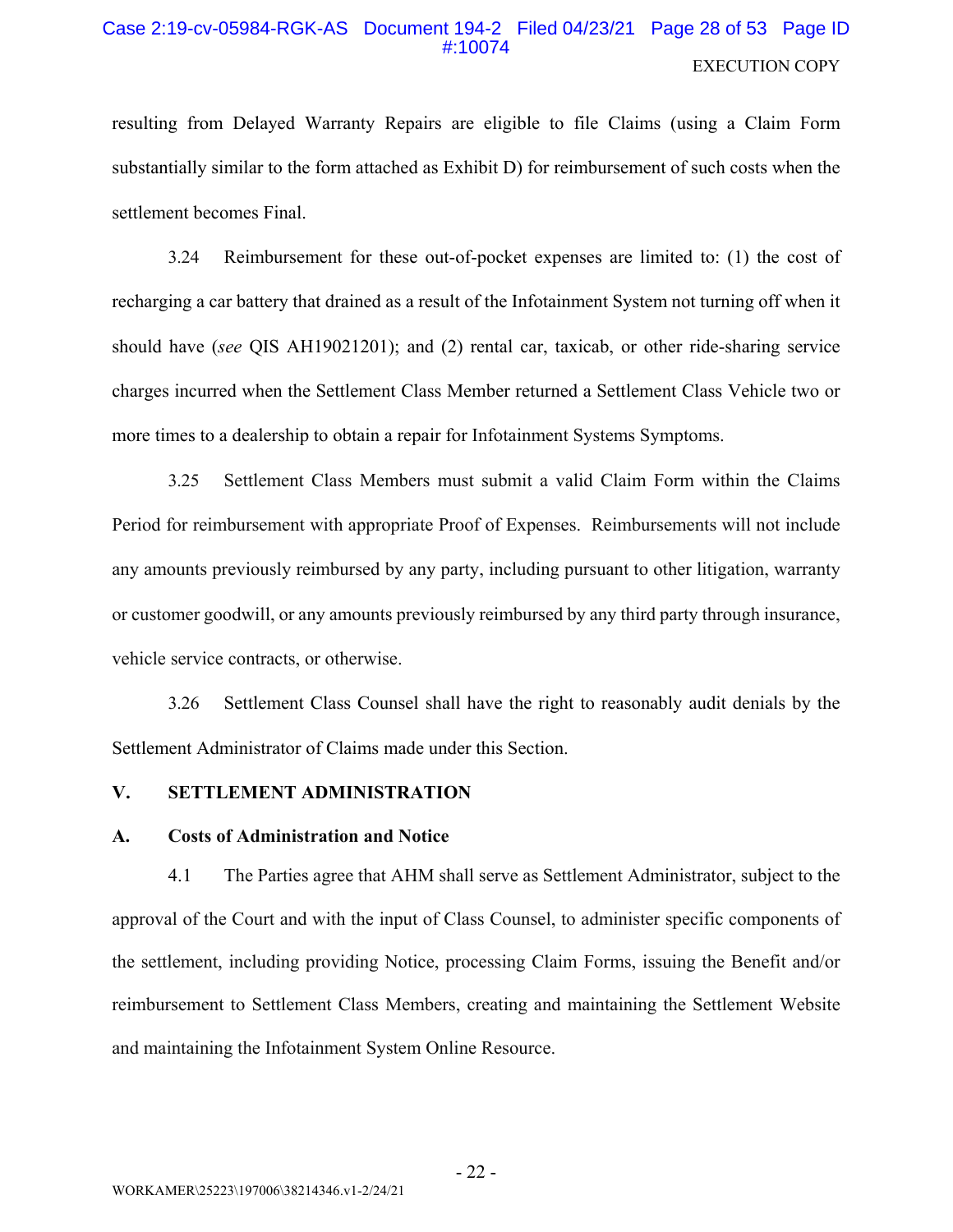resulting from Delayed Warranty Repairs are eligible to file Claims (using a Claim Form substantially similar to the form attached as Exhibit D) for reimbursement of such costs when the settlement becomes Final.

3.24 Reimbursement for these out-of-pocket expenses are limited to: (1) the cost of recharging a car battery that drained as a result of the Infotainment System not turning off when it should have (*see* QIS AH19021201); and (2) rental car, taxicab, or other ride-sharing service charges incurred when the Settlement Class Member returned a Settlement Class Vehicle two or more times to a dealership to obtain a repair for Infotainment Systems Symptoms.

3.25 Settlement Class Members must submit a valid Claim Form within the Claims Period for reimbursement with appropriate Proof of Expenses. Reimbursements will not include any amounts previously reimbursed by any party, including pursuant to other litigation, warranty or customer goodwill, or any amounts previously reimbursed by any third party through insurance, vehicle service contracts, or otherwise.

3.26 Settlement Class Counsel shall have the right to reasonably audit denials by the Settlement Administrator of Claims made under this Section.

## V. SETTLEMENT ADMINISTRATION

### A. Costs of Administration and Notice

4.1 The Parties agree that AHM shall serve as Settlement Administrator, subject to the approval of the Court and with the input of Class Counsel, to administer specific components of the settlement, including providing Notice, processing Claim Forms, issuing the Benefit and/or reimbursement to Settlement Class Members, creating and maintaining the Settlement Website and maintaining the Infotainment System Online Resource.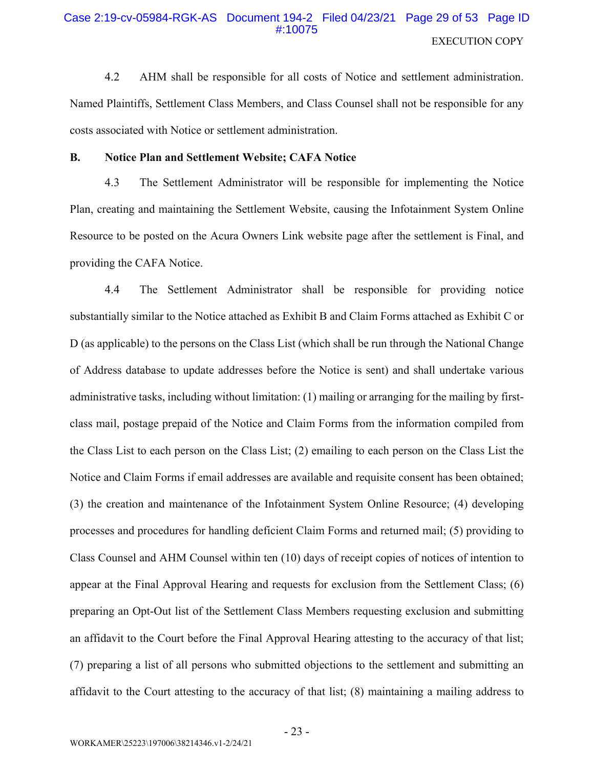4.2 AHM shall be responsible for all costs of Notice and settlement administration. Named Plaintiffs, Settlement Class Members, and Class Counsel shall not be responsible for any costs associated with Notice or settlement administration.

**B. Notice Plan and Settlement Website; CAFA Notice**

4.3 The Settlement Administrator will be responsible for implementing the Notice Plan, creating and maintaining the Settlement Website, causing the Infotainment System Online Resource to be posted on the Acura Owners Link website page after the settlement is Final, and providing the CAFA Notice.

4.4 The Settlement Administrator shall be responsible for providing notice substantially similar to the Notice attached as Exhibit B and Claim Forms attached as Exhibit C or D (as applicable) to the persons on the Class List (which shall be run through the National Change of Address database to update addresses before the Notice is sent) and shall undertake various administrative tasks, including without limitation: (1) mailing or arranging for the mailing by first-class mail, postage prepaid of the Notice and Claim Forms from the information compiled from the Class List to each person on the Class List; (2) emailing to each person on the Class List the Notice and Claim Forms if email addresses are available and requisite consent has been obtained; (3) the creation and maintenance of the Infotainment System Online Resource; (4) developing processes and procedures for handling deficient Claim Forms and returned mail; (5) providing to Class Counsel and AHM Counsel within ten (10) days of receipt copies of notices of intention to appear at the Final Approval Hearing and requests for exclusion from the Settlement Class; (6) preparing an Opt-Out list of the Settlement Class Members requesting exclusion and submitting an affidavit to the Court before the Final Approval Hearing attesting to the accuracy of that list; (7) preparing a list of all persons who submitted objections to the settlement and submitting an affidavit to the Court attesting to the accuracy of that list; (8) maintaining a mailing address to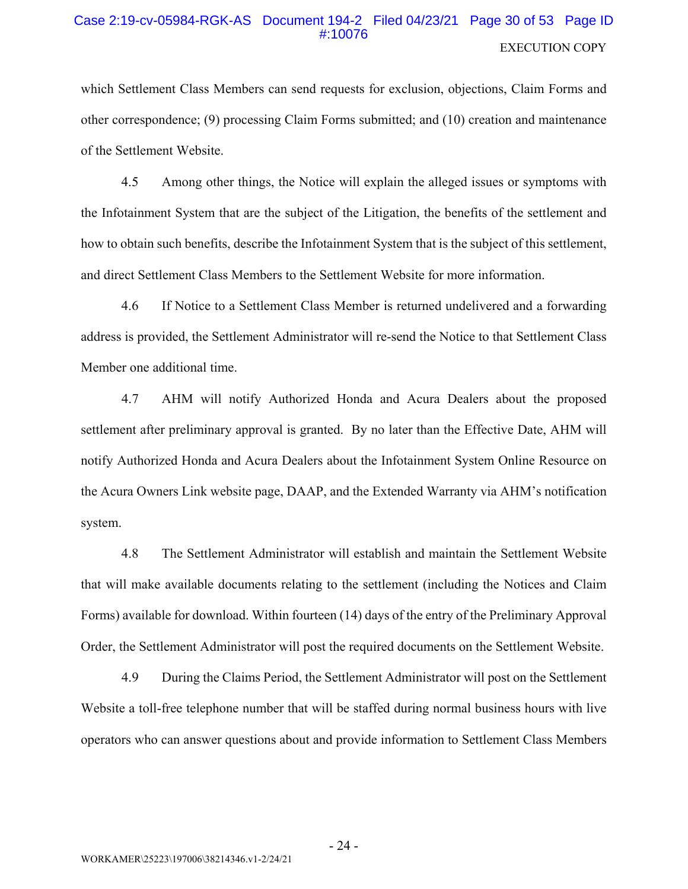which Settlement Class Members can send requests for exclusion, objections, Claim Forms and other correspondence; (9) processing Claim Forms submitted; and (10) creation and maintenance of the Settlement Website.

4.5 Among other things, the Notice will explain the alleged issues or symptoms with the Infotainment System that are the subject of the Litigation, the benefits of the settlement and how to obtain such benefits, describe the Infotainment System that is the subject of this settlement, and direct Settlement Class Members to the Settlement Website for more information.

4.6 If Notice to a Settlement Class Member is returned undelivered and a forwarding address is provided, the Settlement Administrator will re-send the Notice to that Settlement Class Member one additional time.

4.7 AHM will notify Authorized Honda and Acura Dealers about the proposed settlement after preliminary approval is granted. By no later than the Effective Date, AHM will notify Authorized Honda and Acura Dealers about the Infotainment System Online Resource on the Acura Owners Link website page, DAAP, and the Extended Warranty via AHM's notification system.

4.8 The Settlement Administrator will establish and maintain the Settlement Website that will make available documents relating to the settlement (including the Notices and Claim Forms) available for download. Within fourteen (14) days of the entry of the Preliminary Approval Order, the Settlement Administrator will post the required documents on the Settlement Website.

4.9 During the Claims Period, the Settlement Administrator will post on the Settlement Website a toll-free telephone number that will be staffed during normal business hours with live operators who can answer questions about and provide information to Settlement Class Members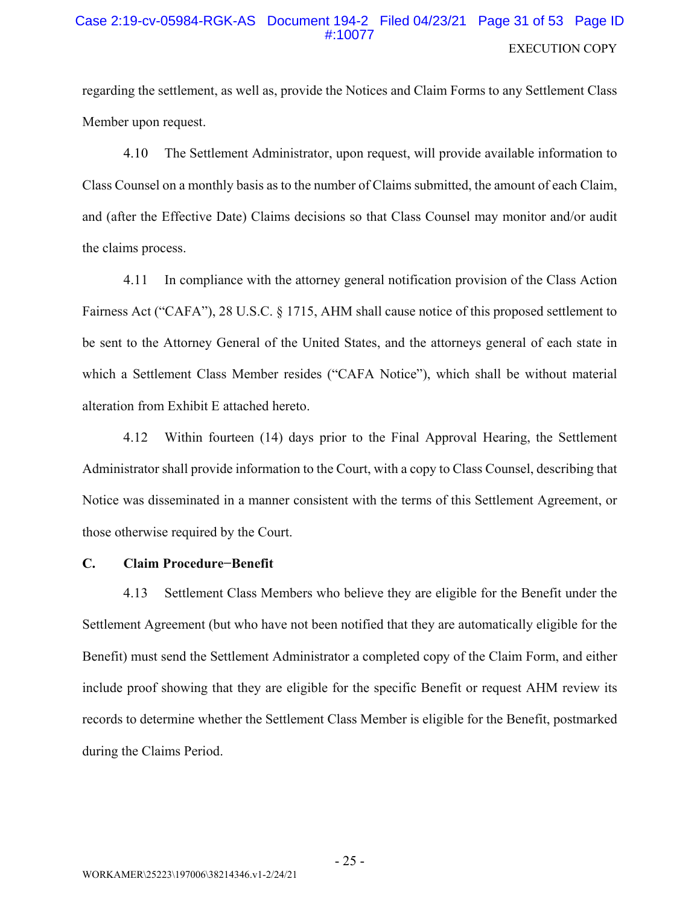regarding the settlement, as well as, provide the Notices and Claim Forms to any Settlement Class Member upon request.

4.10 The Settlement Administrator, upon request, will provide available information to Class Counsel on a monthly basis as to the number of Claims submitted, the amount of each Claim, and (after the Effective Date) Claims decisions so that Class Counsel may monitor and/or audit the claims process.

4.11 In compliance with the attorney general notification provision of the Class Action Fairness Act ("CAFA"), 28 U.S.C. § 1715, AHM shall cause notice of this proposed settlement to be sent to the Attorney General of the United States, and the attorneys general of each state in which a Settlement Class Member resides ("CAFA Notice"), which shall be without material alteration from Exhibit E attached hereto.

4.12 Within fourteen (14) days prior to the Final Approval Hearing, the Settlement Administrator shall provide information to the Court, with a copy to Class Counsel, describing that Notice was disseminated in a manner consistent with the terms of this Settlement Agreement, or those otherwise required by the Court.

**C. Claim Procedure−Benefit**

4.13 Settlement Class Members who believe they are eligible for the Benefit under the Settlement Agreement (but who have not been notified that they are automatically eligible for the Benefit) must send the Settlement Administrator a completed copy of the Claim Form, and either include proof showing that they are eligible for the specific Benefit or request AHM review its records to determine whether the Settlement Class Member is eligible for the Benefit, postmarked during the Claims Period.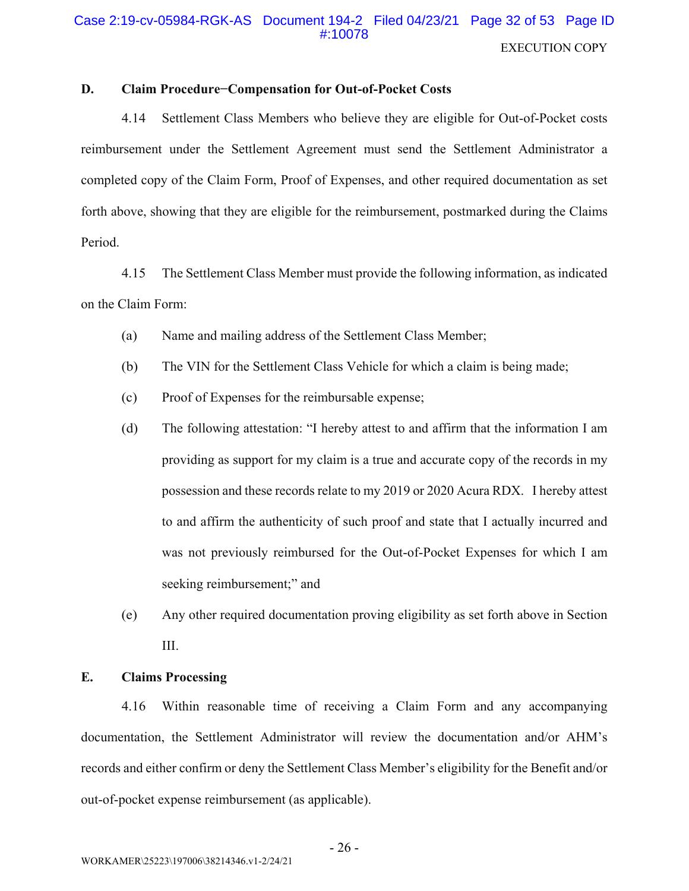### D. Claim Procedure−Compensation for Out-of-Pocket Costs

4.14 Settlement Class Members who believe they are eligible for Out-of-Pocket costs reimbursement under the Settlement Agreement must send the Settlement Administrator a completed copy of the Claim Form, Proof of Expenses, and other required documentation as set forth above, showing that they are eligible for the reimbursement, postmarked during the Claims Period.

4.15 The Settlement Class Member must provide the following information, as indicated on the Claim Form:

(a) Name and mailing address of the Settlement Class Member;

(b) The VIN for the Settlement Class Vehicle for which a claim is being made;

(c) Proof of Expenses for the reimbursable expense;

(d) The following attestation: "I hereby attest to and affirm that the information I am providing as support for my claim is a true and accurate copy of the records in my possession and these records relate to my 2019 or 2020 Acura RDX. I hereby attest to and affirm the authenticity of such proof and state that I actually incurred and was not previously reimbursed for the Out-of-Pocket Expenses for which I am seeking reimbursement;" and

(e) Any other required documentation proving eligibility as set forth above in Section III.

### E. Claims Processing

4.16 Within reasonable time of receiving a Claim Form and any accompanying documentation, the Settlement Administrator will review the documentation and/or AHM's records and either confirm or deny the Settlement Class Member's eligibility for the Benefit and/or out-of-pocket expense reimbursement (as applicable).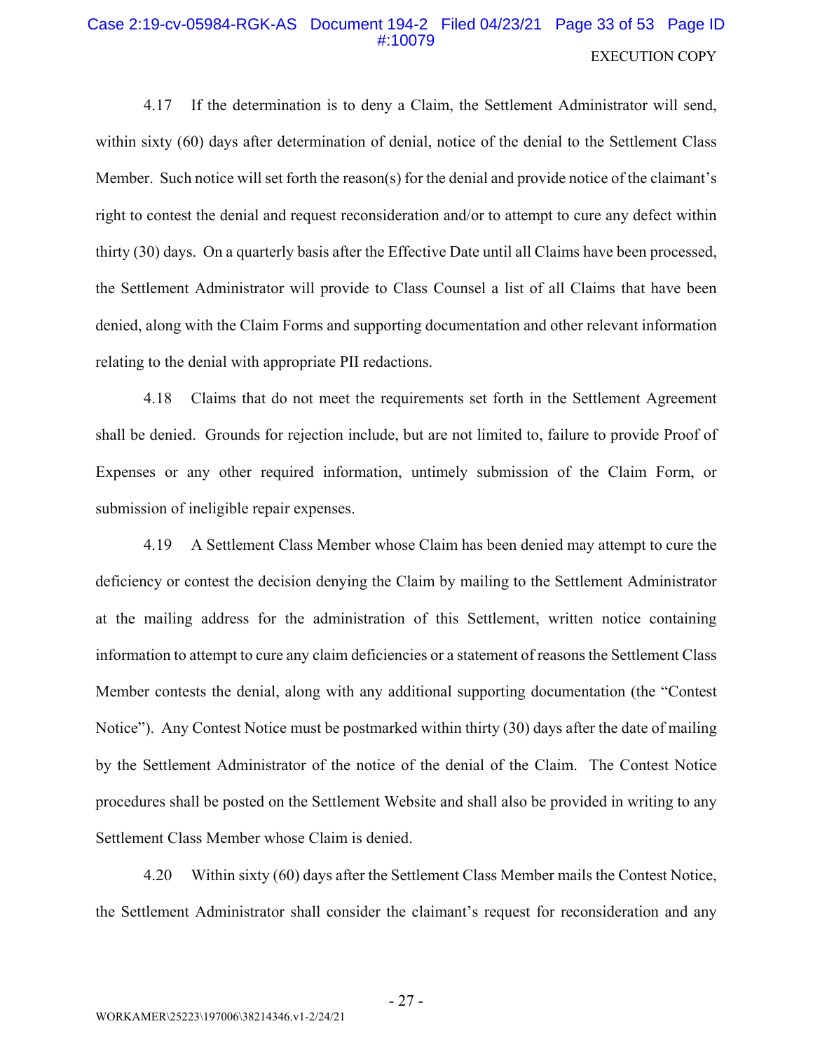4.17 If the determination is to deny a Claim, the Settlement Administrator will send, within sixty (60) days after determination of denial, notice of the denial to the Settlement Class Member. Such notice will set forth the reason(s) for the denial and provide notice of the claimant's right to contest the denial and request reconsideration and/or to attempt to cure any defect within thirty (30) days. On a quarterly basis after the Effective Date until all Claims have been processed, the Settlement Administrator will provide to Class Counsel a list of all Claims that have been denied, along with the Claim Forms and supporting documentation and other relevant information relating to the denial with appropriate PII redactions.

4.18 Claims that do not meet the requirements set forth in the Settlement Agreement shall be denied. Grounds for rejection include, but are not limited to, failure to provide Proof of Expenses or any other required information, untimely submission of the Claim Form, or submission of ineligible repair expenses.

4.19 A Settlement Class Member whose Claim has been denied may attempt to cure the deficiency or contest the decision denying the Claim by mailing to the Settlement Administrator at the mailing address for the administration of this Settlement, written notice containing information to attempt to cure any claim deficiencies or a statement of reasons the Settlement Class Member contests the denial, along with any additional supporting documentation (the "Contest Notice"). Any Contest Notice must be postmarked within thirty (30) days after the date of mailing by the Settlement Administrator of the notice of the denial of the Claim. The Contest Notice procedures shall be posted on the Settlement Website and shall also be provided in writing to any Settlement Class Member whose Claim is denied.

4.20 Within sixty (60) days after the Settlement Class Member mails the Contest Notice, the Settlement Administrator shall consider the claimant's request for reconsideration and any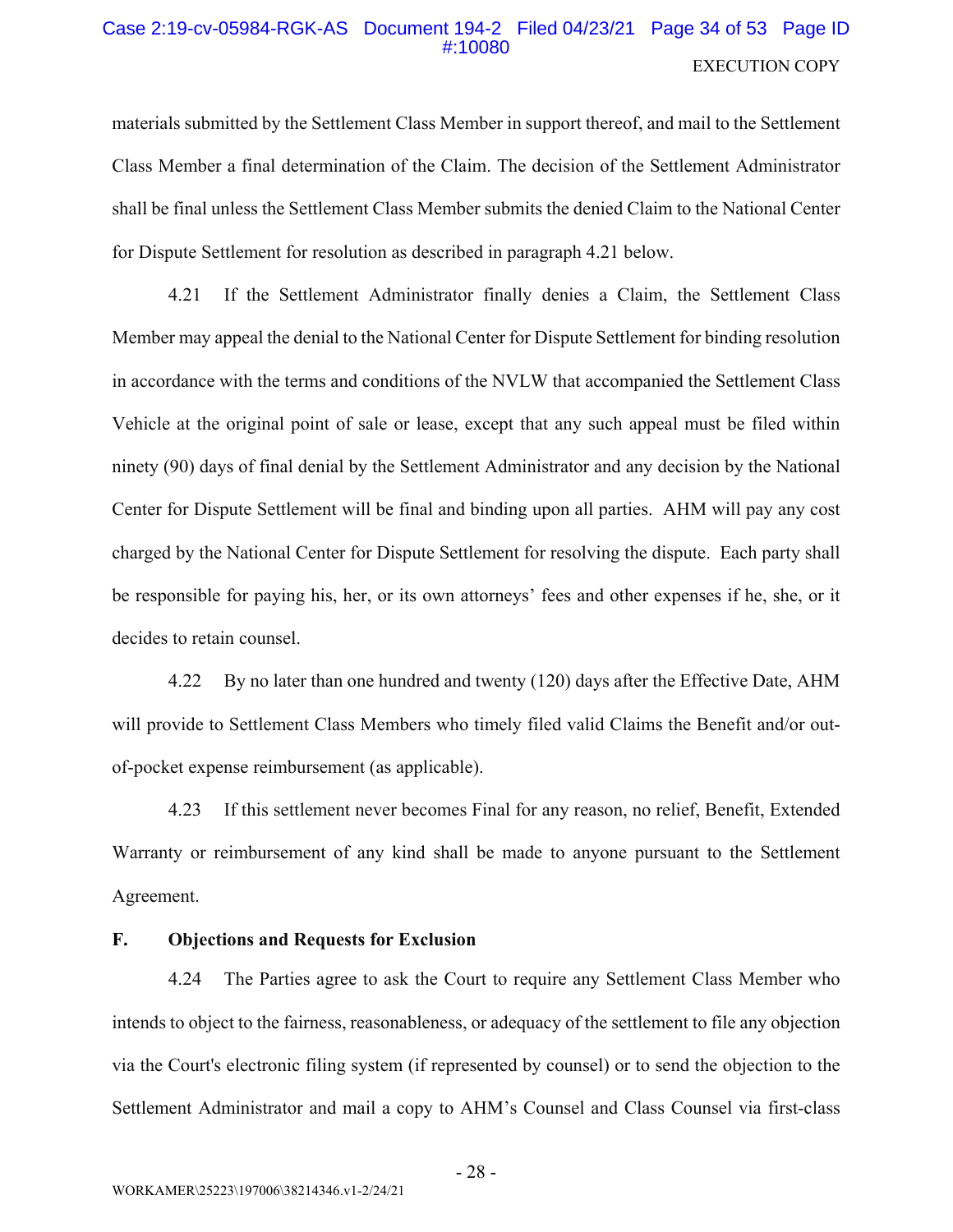materials submitted by the Settlement Class Member in support thereof, and mail to the Settlement Class Member a final determination of the Claim. The decision of the Settlement Administrator shall be final unless the Settlement Class Member submits the denied Claim to the National Center for Dispute Settlement for resolution as described in paragraph 4.21 below.

4.21 If the Settlement Administrator finally denies a Claim, the Settlement Class Member may appeal the denial to the National Center for Dispute Settlement for binding resolution in accordance with the terms and conditions of the NVLW that accompanied the Settlement Class Vehicle at the original point of sale or lease, except that any such appeal must be filed within ninety (90) days of final denial by the Settlement Administrator and any decision by the National Center for Dispute Settlement will be final and binding upon all parties. AHM will pay any cost charged by the National Center for Dispute Settlement for resolving the dispute. Each party shall be responsible for paying his, her, or its own attorneys' fees and other expenses if he, she, or it decides to retain counsel.

4.22 By no later than one hundred and twenty (120) days after the Effective Date, AHM will provide to Settlement Class Members who timely filed valid Claims the Benefit and/or out-of-pocket expense reimbursement (as applicable).

4.23 If this settlement never becomes Final for any reason, no relief, Benefit, Extended Warranty or reimbursement of any kind shall be made to anyone pursuant to the Settlement Agreement.

**F. Objections and Requests for Exclusion**

4.24 The Parties agree to ask the Court to require any Settlement Class Member who intends to object to the fairness, reasonableness, or adequacy of the settlement to file any objection via the Court's electronic filing system (if represented by counsel) or to send the objection to the Settlement Administrator and mail a copy to AHM's Counsel and Class Counsel via first-class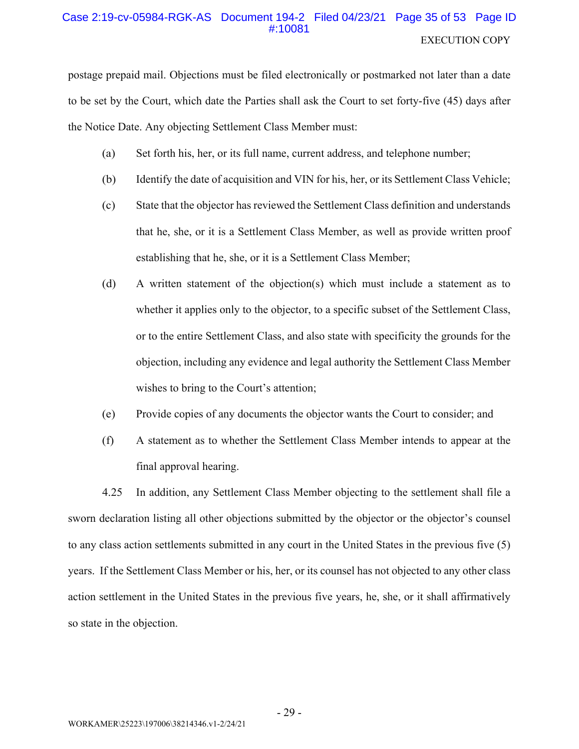postage prepaid mail. Objections must be filed electronically or postmarked not later than a date to be set by the Court, which date the Parties shall ask the Court to set forty-five (45) days after the Notice Date. Any objecting Settlement Class Member must:

(a) Set forth his, her, or its full name, current address, and telephone number;

(b) Identify the date of acquisition and VIN for his, her, or its Settlement Class Vehicle;

(c) State that the objector has reviewed the Settlement Class definition and understands that he, she, or it is a Settlement Class Member, as well as provide written proof establishing that he, she, or it is a Settlement Class Member;

(d) A written statement of the objection(s) which must include a statement as to whether it applies only to the objector, to a specific subset of the Settlement Class, or to the entire Settlement Class, and also state with specificity the grounds for the objection, including any evidence and legal authority the Settlement Class Member wishes to bring to the Court's attention;

(e) Provide copies of any documents the objector wants the Court to consider; and

(f) A statement as to whether the Settlement Class Member intends to appear at the final approval hearing.

4.25 In addition, any Settlement Class Member objecting to the settlement shall file a sworn declaration listing all other objections submitted by the objector or the objector's counsel to any class action settlements submitted in any court in the United States in the previous five (5) years. If the Settlement Class Member or his, her, or its counsel has not objected to any other class action settlement in the United States in the previous five years, he, she, or it shall affirmatively so state in the objection.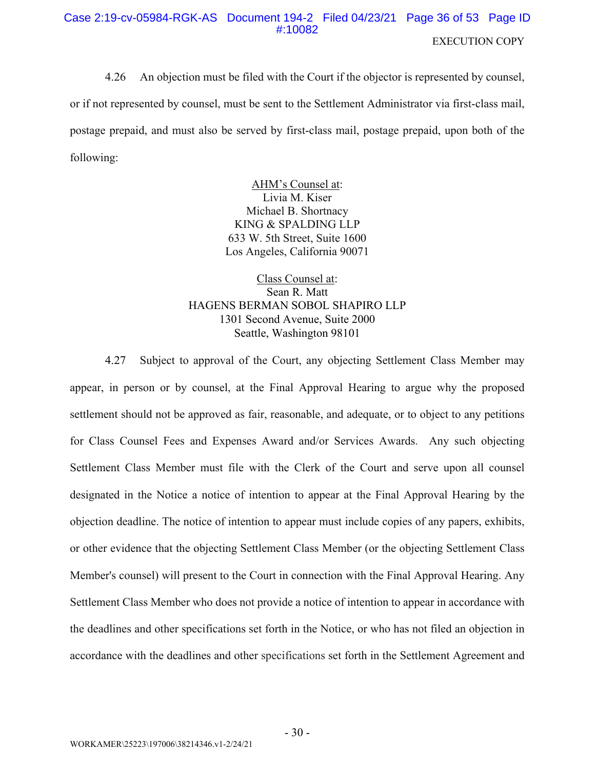4.26 An objection must be filed with the Court if the objector is represented by counsel, or if not represented by counsel, must be sent to the Settlement Administrator via first-class mail, postage prepaid, and must also be served by first-class mail, postage prepaid, upon both of the following:

<u>AHM's Counsel at</u>:  
Livia M. Kiser  
Michael B. Shortnacy  
KING & SPALDING LLP  
633 W. 5th Street, Suite 1600  
Los Angeles, California 90071

<u>Class Counsel at</u>:  
Sean R. Matt  
HAGENS BERMAN SOBOL SHAPIRO LLP  
1301 Second Avenue, Suite 2000  
Seattle, Washington 98101

4.27 Subject to approval of the Court, any objecting Settlement Class Member may appear, in person or by counsel, at the Final Approval Hearing to argue why the proposed settlement should not be approved as fair, reasonable, and adequate, or to object to any petitions for Class Counsel Fees and Expenses Award and/or Services Awards. Any such objecting Settlement Class Member must file with the Clerk of the Court and serve upon all counsel designated in the Notice a notice of intention to appear at the Final Approval Hearing by the objection deadline. The notice of intention to appear must include copies of any papers, exhibits, or other evidence that the objecting Settlement Class Member (or the objecting Settlement Class Member's counsel) will present to the Court in connection with the Final Approval Hearing. Any Settlement Class Member who does not provide a notice of intention to appear in accordance with the deadlines and other specifications set forth in the Notice, or who has not filed an objection in accordance with the deadlines and other specifications set forth in the Settlement Agreement and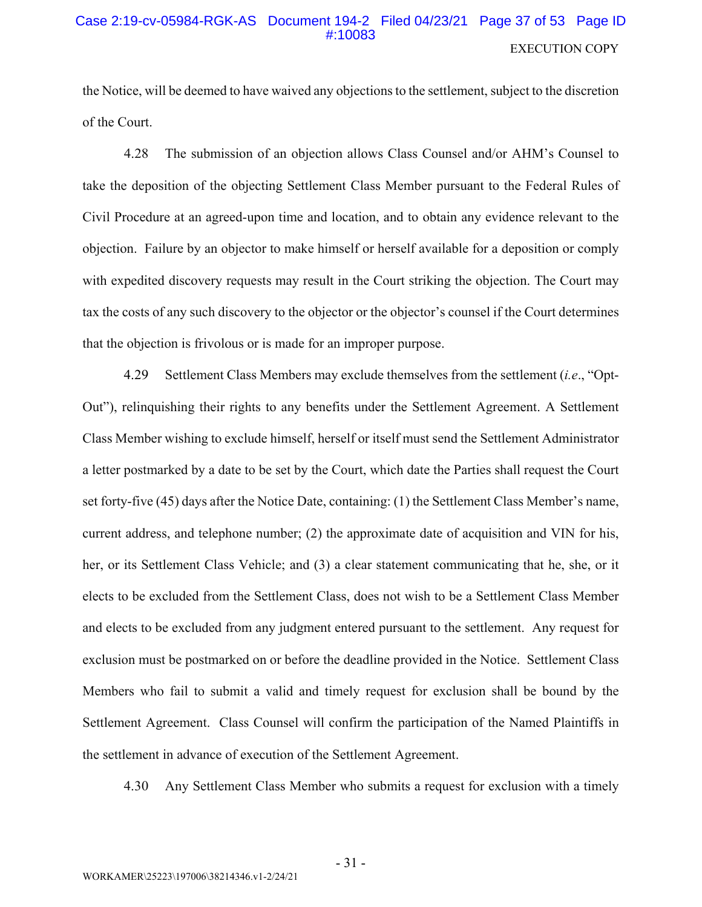the Notice, will be deemed to have waived any objections to the settlement, subject to the discretion of the Court.

4.28 The submission of an objection allows Class Counsel and/or AHM's Counsel to take the deposition of the objecting Settlement Class Member pursuant to the Federal Rules of Civil Procedure at an agreed-upon time and location, and to obtain any evidence relevant to the objection. Failure by an objector to make himself or herself available for a deposition or comply with expedited discovery requests may result in the Court striking the objection. The Court may tax the costs of any such discovery to the objector or the objector's counsel if the Court determines that the objection is frivolous or is made for an improper purpose.

4.29 Settlement Class Members may exclude themselves from the settlement (*i.e.*, "Opt-Out"), relinquishing their rights to any benefits under the Settlement Agreement. A Settlement Class Member wishing to exclude himself, herself or itself must send the Settlement Administrator a letter postmarked by a date to be set by the Court, which date the Parties shall request the Court set forty-five (45) days after the Notice Date, containing: (1) the Settlement Class Member's name, current address, and telephone number; (2) the approximate date of acquisition and VIN for his, her, or its Settlement Class Vehicle; and (3) a clear statement communicating that he, she, or it elects to be excluded from the Settlement Class, does not wish to be a Settlement Class Member and elects to be excluded from any judgment entered pursuant to the settlement. Any request for exclusion must be postmarked on or before the deadline provided in the Notice. Settlement Class Members who fail to submit a valid and timely request for exclusion shall be bound by the Settlement Agreement. Class Counsel will confirm the participation of the Named Plaintiffs in the settlement in advance of execution of the Settlement Agreement.

4.30 Any Settlement Class Member who submits a request for exclusion with a timely

WORKAMER\25223\197006\38214346.v1-2/24/21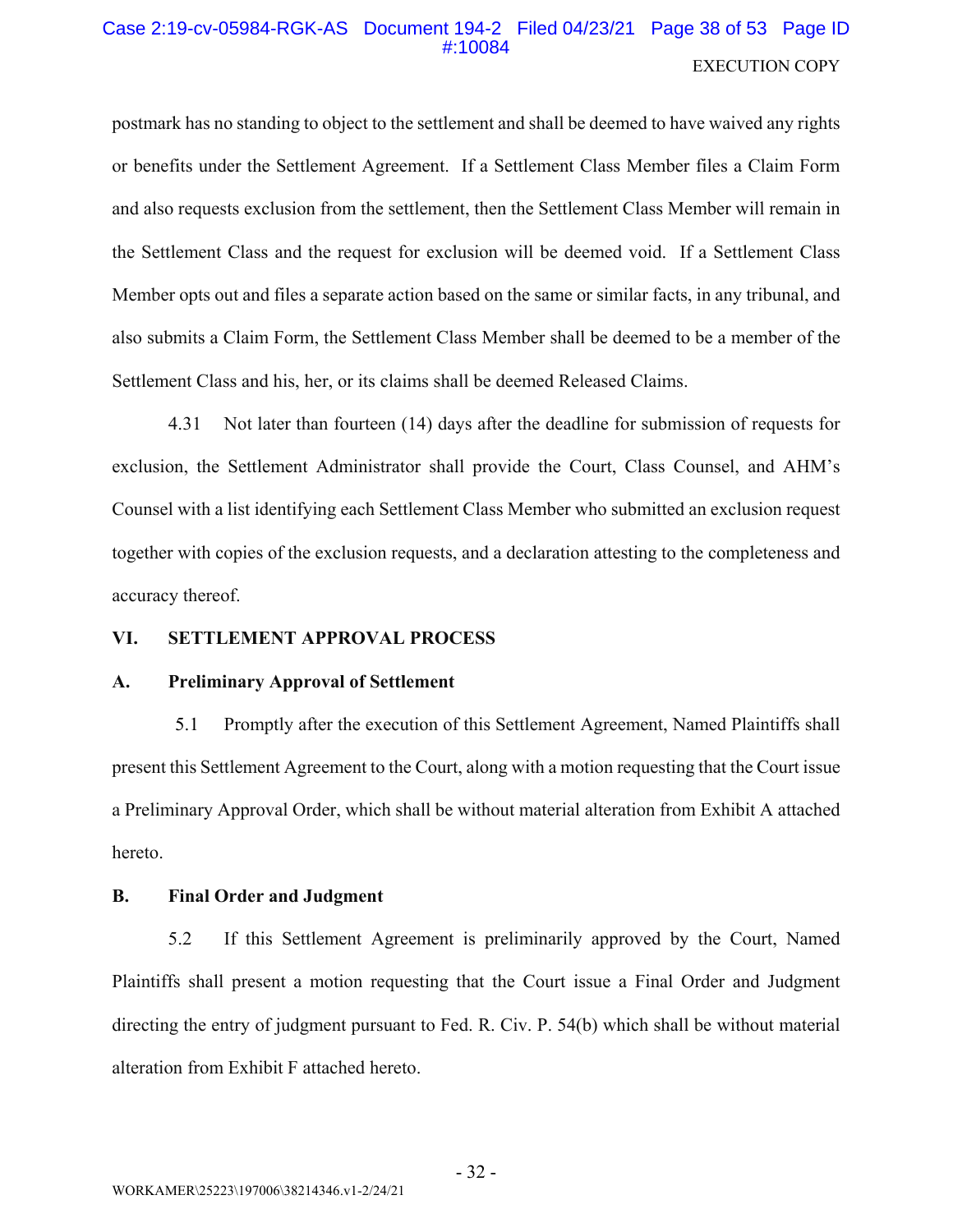postmark has no standing to object to the settlement and shall be deemed to have waived any rights or benefits under the Settlement Agreement. If a Settlement Class Member files a Claim Form and also requests exclusion from the settlement, then the Settlement Class Member will remain in the Settlement Class and the request for exclusion will be deemed void. If a Settlement Class Member opts out and files a separate action based on the same or similar facts, in any tribunal, and also submits a Claim Form, the Settlement Class Member shall be deemed to be a member of the Settlement Class and his, her, or its claims shall be deemed Released Claims.

4.31 Not later than fourteen (14) days after the deadline for submission of requests for exclusion, the Settlement Administrator shall provide the Court, Class Counsel, and AHM's Counsel with a list identifying each Settlement Class Member who submitted an exclusion request together with copies of the exclusion requests, and a declaration attesting to the completeness and accuracy thereof.

## VI. SETTLEMENT APPROVAL PROCESS

### A. Preliminary Approval of Settlement

5.1 Promptly after the execution of this Settlement Agreement, Named Plaintiffs shall present this Settlement Agreement to the Court, along with a motion requesting that the Court issue a Preliminary Approval Order, which shall be without material alteration from Exhibit A attached hereto.

### B. Final Order and Judgment

5.2 If this Settlement Agreement is preliminarily approved by the Court, Named Plaintiffs shall present a motion requesting that the Court issue a Final Order and Judgment directing the entry of judgment pursuant to Fed. R. Civ. P. 54(b) which shall be without material alteration from Exhibit F attached hereto.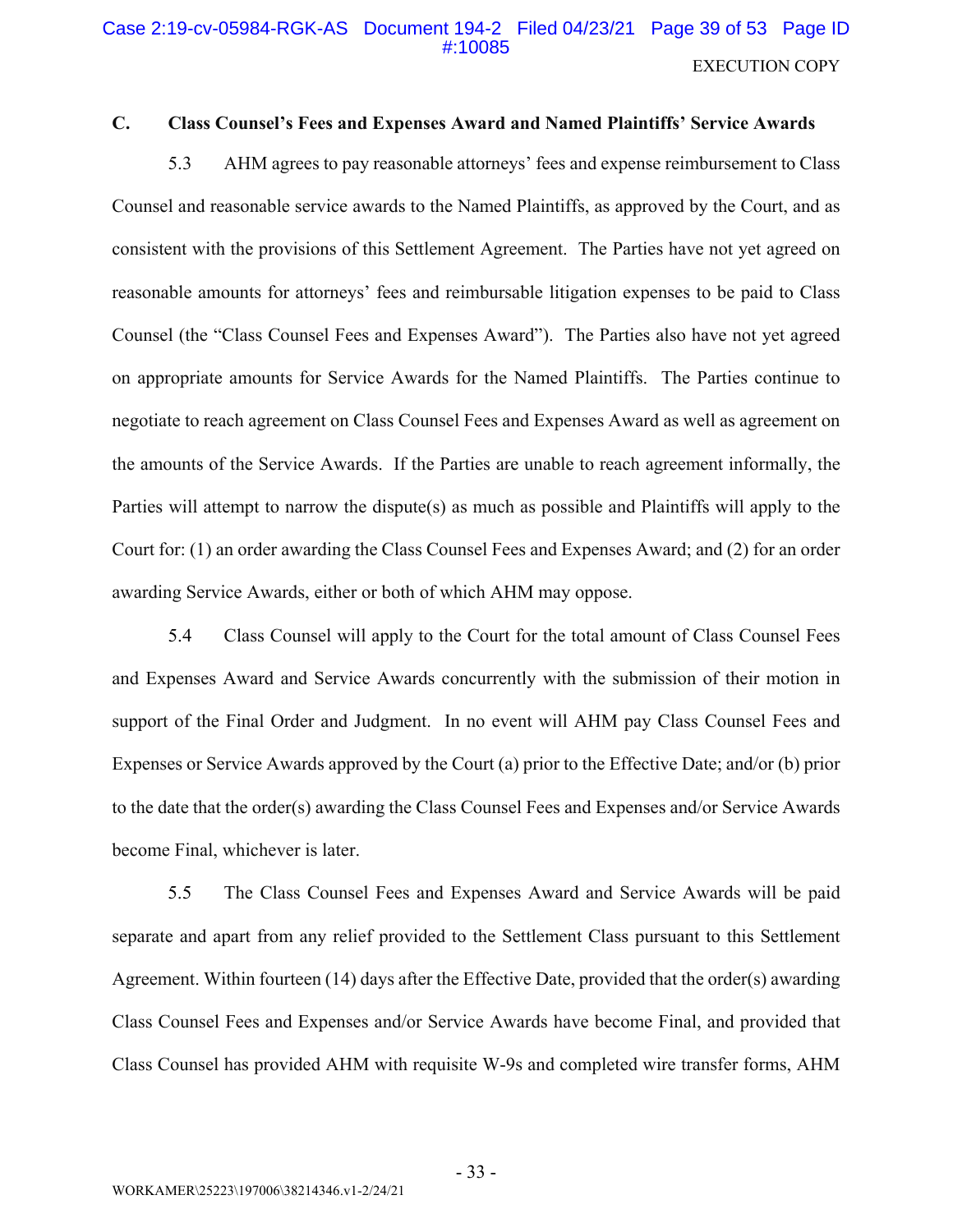### C. Class Counsel's Fees and Expenses Award and Named Plaintiffs' Service Awards

5.3 AHM agrees to pay reasonable attorneys' fees and expense reimbursement to Class Counsel and reasonable service awards to the Named Plaintiffs, as approved by the Court, and as consistent with the provisions of this Settlement Agreement. The Parties have not yet agreed on reasonable amounts for attorneys' fees and reimbursable litigation expenses to be paid to Class Counsel (the "Class Counsel Fees and Expenses Award"). The Parties also have not yet agreed on appropriate amounts for Service Awards for the Named Plaintiffs. The Parties continue to negotiate to reach agreement on Class Counsel Fees and Expenses Award as well as agreement on the amounts of the Service Awards. If the Parties are unable to reach agreement informally, the Parties will attempt to narrow the dispute(s) as much as possible and Plaintiffs will apply to the Court for: (1) an order awarding the Class Counsel Fees and Expenses Award; and (2) for an order awarding Service Awards, either or both of which AHM may oppose.

5.4 Class Counsel will apply to the Court for the total amount of Class Counsel Fees and Expenses Award and Service Awards concurrently with the submission of their motion in support of the Final Order and Judgment. In no event will AHM pay Class Counsel Fees and Expenses or Service Awards approved by the Court (a) prior to the Effective Date; and/or (b) prior to the date that the order(s) awarding the Class Counsel Fees and Expenses and/or Service Awards become Final, whichever is later.

5.5 The Class Counsel Fees and Expenses Award and Service Awards will be paid separate and apart from any relief provided to the Settlement Class pursuant to this Settlement Agreement. Within fourteen (14) days after the Effective Date, provided that the order(s) awarding Class Counsel Fees and Expenses and/or Service Awards have become Final, and provided that Class Counsel has provided AHM with requisite W-9s and completed wire transfer forms, AHM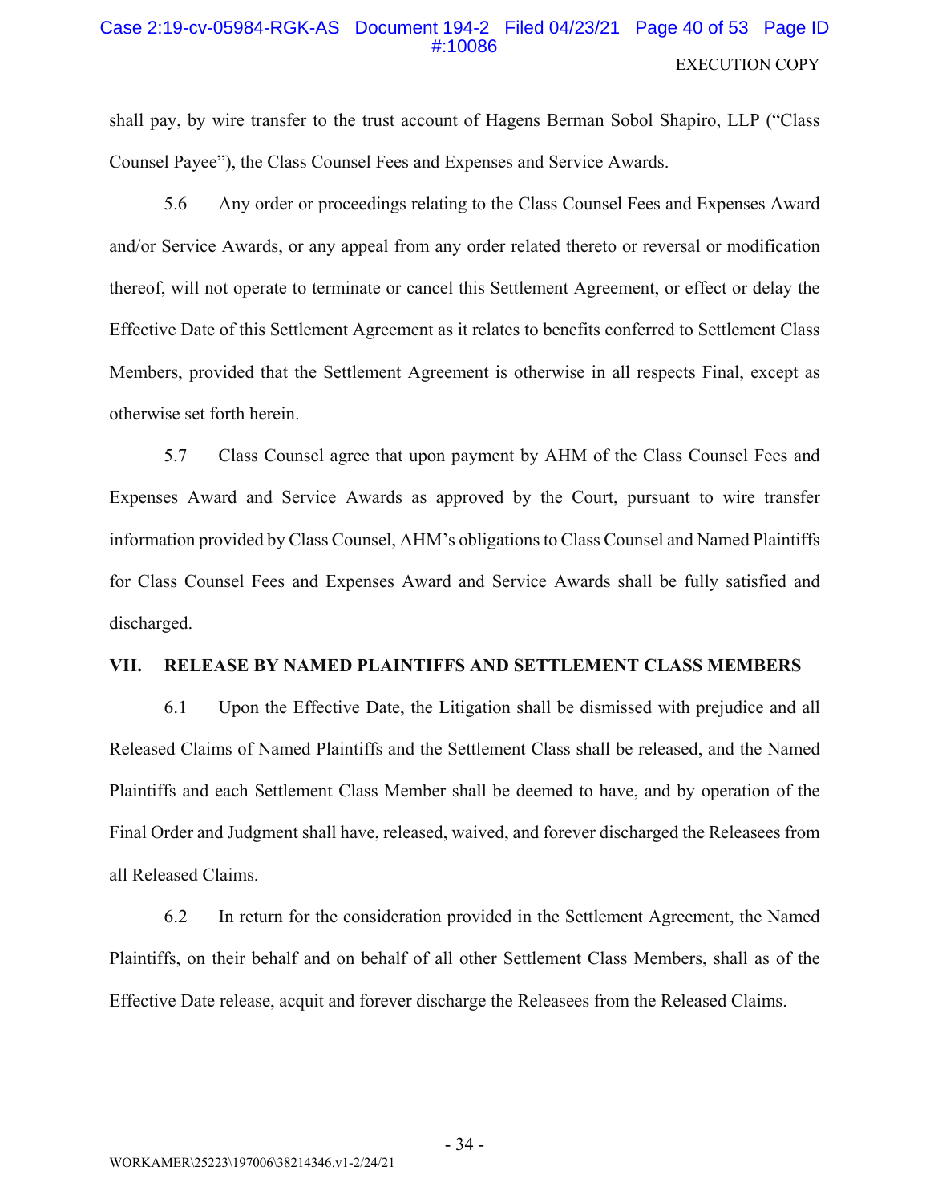shall pay, by wire transfer to the trust account of Hagens Berman Sobol Shapiro, LLP ("Class Counsel Payee"), the Class Counsel Fees and Expenses and Service Awards.

5.6 Any order or proceedings relating to the Class Counsel Fees and Expenses Award and/or Service Awards, or any appeal from any order related thereto or reversal or modification thereof, will not operate to terminate or cancel this Settlement Agreement, or effect or delay the Effective Date of this Settlement Agreement as it relates to benefits conferred to Settlement Class Members, provided that the Settlement Agreement is otherwise in all respects Final, except as otherwise set forth herein.

5.7 Class Counsel agree that upon payment by AHM of the Class Counsel Fees and Expenses Award and Service Awards as approved by the Court, pursuant to wire transfer information provided by Class Counsel, AHM's obligations to Class Counsel and Named Plaintiffs for Class Counsel Fees and Expenses Award and Service Awards shall be fully satisfied and discharged.

## VII. RELEASE BY NAMED PLAINTIFFS AND SETTLEMENT CLASS MEMBERS

6.1 Upon the Effective Date, the Litigation shall be dismissed with prejudice and all Released Claims of Named Plaintiffs and the Settlement Class shall be released, and the Named Plaintiffs and each Settlement Class Member shall be deemed to have, and by operation of the Final Order and Judgment shall have, released, waived, and forever discharged the Releasees from all Released Claims.

6.2 In return for the consideration provided in the Settlement Agreement, the Named Plaintiffs, on their behalf and on behalf of all other Settlement Class Members, shall as of the Effective Date release, acquit and forever discharge the Releasees from the Released Claims.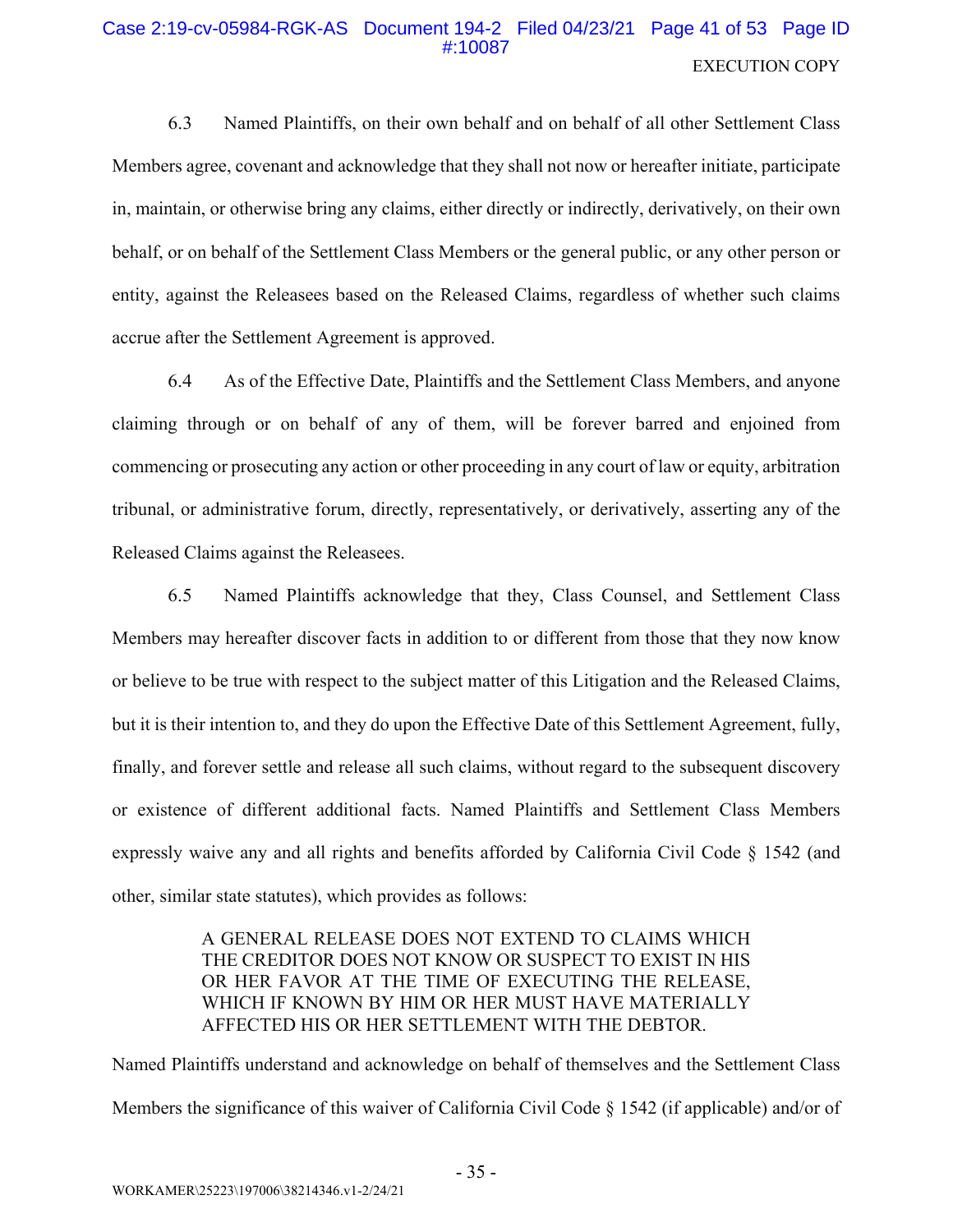6.3 Named Plaintiffs, on their own behalf and on behalf of all other Settlement Class Members agree, covenant and acknowledge that they shall not now or hereafter initiate, participate in, maintain, or otherwise bring any claims, either directly or indirectly, derivatively, on their own behalf, or on behalf of the Settlement Class Members or the general public, or any other person or entity, against the Releasees based on the Released Claims, regardless of whether such claims accrue after the Settlement Agreement is approved.

6.4 As of the Effective Date, Plaintiffs and the Settlement Class Members, and anyone claiming through or on behalf of any of them, will be forever barred and enjoined from commencing or prosecuting any action or other proceeding in any court of law or equity, arbitration tribunal, or administrative forum, directly, representatively, or derivatively, asserting any of the Released Claims against the Releasees.

6.5 Named Plaintiffs acknowledge that they, Class Counsel, and Settlement Class Members may hereafter discover facts in addition to or different from those that they now know or believe to be true with respect to the subject matter of this Litigation and the Released Claims, but it is their intention to, and they do upon the Effective Date of this Settlement Agreement, fully, finally, and forever settle and release all such claims, without regard to the subsequent discovery or existence of different additional facts. Named Plaintiffs and Settlement Class Members expressly waive any and all rights and benefits afforded by California Civil Code § 1542 (and other, similar state statutes), which provides as follows:

> A GENERAL RELEASE DOES NOT EXTEND TO CLAIMS WHICH THE CREDITOR DOES NOT KNOW OR SUSPECT TO EXIST IN HIS OR HER FAVOR AT THE TIME OF EXECUTING THE RELEASE, WHICH IF KNOWN BY HIM OR HER MUST HAVE MATERIALLY AFFECTED HIS OR HER SETTLEMENT WITH THE DEBTOR.

Named Plaintiffs understand and acknowledge on behalf of themselves and the Settlement Class Members the significance of this waiver of California Civil Code § 1542 (if applicable) and/or of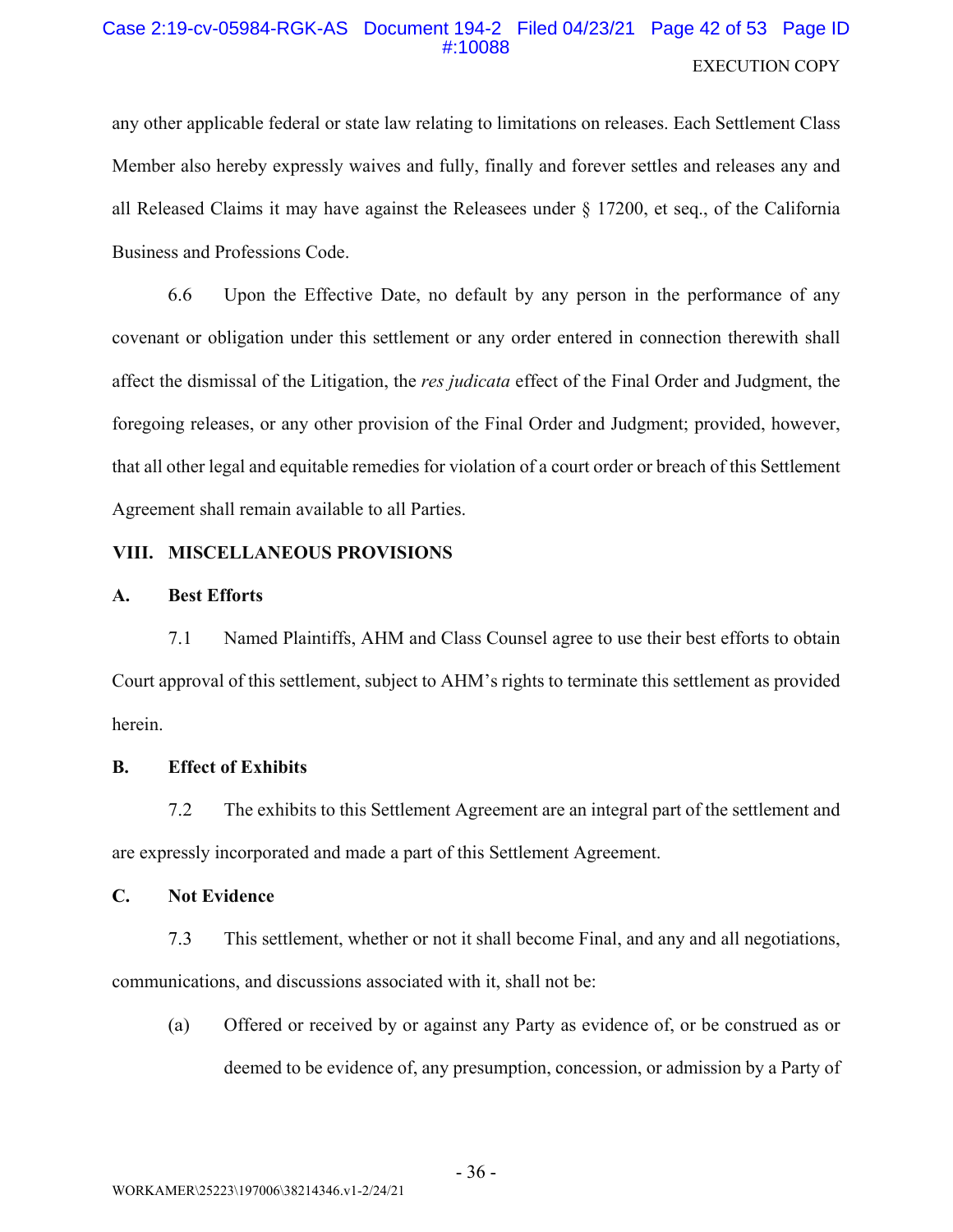any other applicable federal or state law relating to limitations on releases. Each Settlement Class Member also hereby expressly waives and fully, finally and forever settles and releases any and all Released Claims it may have against the Releasees under § 17200, et seq., of the California Business and Professions Code.

6.6 Upon the Effective Date, no default by any person in the performance of any covenant or obligation under this settlement or any order entered in connection therewith shall affect the dismissal of the Litigation, the *res judicata* effect of the Final Order and Judgment, the foregoing releases, or any other provision of the Final Order and Judgment; provided, however, that all other legal and equitable remedies for violation of a court order or breach of this Settlement Agreement shall remain available to all Parties.

## VIII. MISCELLANEOUS PROVISIONS

### A. Best Efforts

7.1 Named Plaintiffs, AHM and Class Counsel agree to use their best efforts to obtain Court approval of this settlement, subject to AHM's rights to terminate this settlement as provided herein.

### B. Effect of Exhibits

7.2 The exhibits to this Settlement Agreement are an integral part of the settlement and are expressly incorporated and made a part of this Settlement Agreement.

### C. Not Evidence

7.3 This settlement, whether or not it shall become Final, and any and all negotiations, communications, and discussions associated with it, shall not be:

(a) Offered or received by or against any Party as evidence of, or be construed as or deemed to be evidence of, any presumption, concession, or admission by a Party of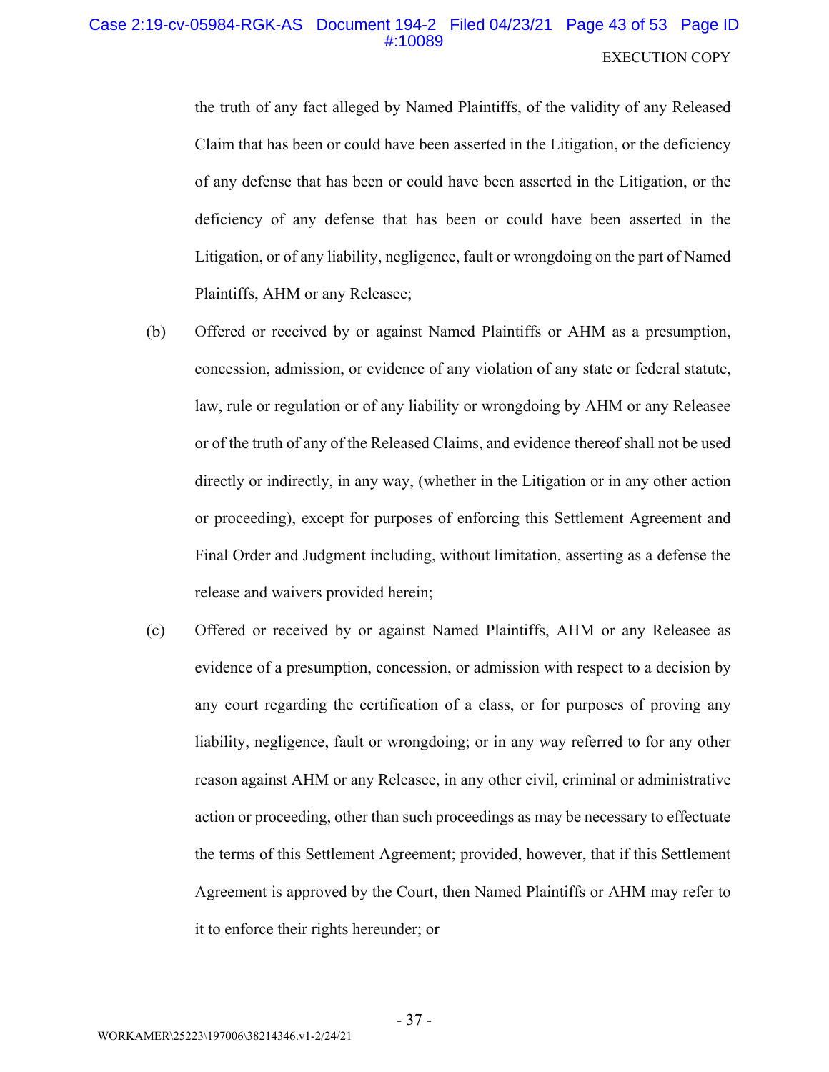the truth of any fact alleged by Named Plaintiffs, of the validity of any Released Claim that has been or could have been asserted in the Litigation, or the deficiency of any defense that has been or could have been asserted in the Litigation, or the deficiency of any defense that has been or could have been asserted in the Litigation, or of any liability, negligence, fault or wrongdoing on the part of Named Plaintiffs, AHM or any Releasee;

(b) Offered or received by or against Named Plaintiffs or AHM as a presumption, concession, admission, or evidence of any violation of any state or federal statute, law, rule or regulation or of any liability or wrongdoing by AHM or any Releasee or of the truth of any of the Released Claims, and evidence thereof shall not be used directly or indirectly, in any way, (whether in the Litigation or in any other action or proceeding), except for purposes of enforcing this Settlement Agreement and Final Order and Judgment including, without limitation, asserting as a defense the release and waivers provided herein;

(c) Offered or received by or against Named Plaintiffs, AHM or any Releasee as evidence of a presumption, concession, or admission with respect to a decision by any court regarding the certification of a class, or for purposes of proving any liability, negligence, fault or wrongdoing; or in any way referred to for any other reason against AHM or any Releasee, in any other civil, criminal or administrative action or proceeding, other than such proceedings as may be necessary to effectuate the terms of this Settlement Agreement; provided, however, that if this Settlement Agreement is approved by the Court, then Named Plaintiffs or AHM may refer to it to enforce their rights hereunder; or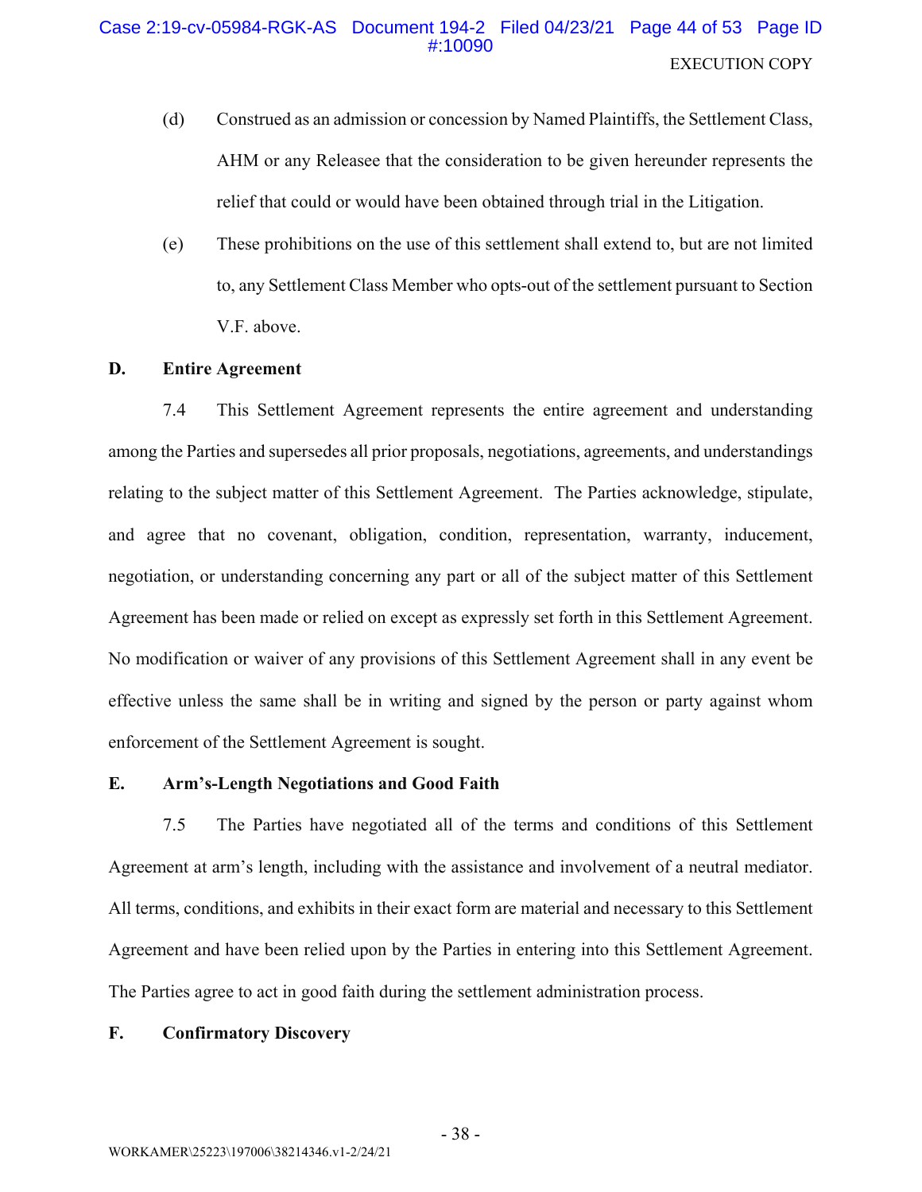(d) Construed as an admission or concession by Named Plaintiffs, the Settlement Class, AHM or any Releasee that the consideration to be given hereunder represents the relief that could or would have been obtained through trial in the Litigation.

(e) These prohibitions on the use of this settlement shall extend to, but are not limited to, any Settlement Class Member who opts-out of the settlement pursuant to Section V.F. above.

**D. Entire Agreement**

7.4 This Settlement Agreement represents the entire agreement and understanding among the Parties and supersedes all prior proposals, negotiations, agreements, and understandings relating to the subject matter of this Settlement Agreement. The Parties acknowledge, stipulate, and agree that no covenant, obligation, condition, representation, warranty, inducement, negotiation, or understanding concerning any part or all of the subject matter of this Settlement Agreement has been made or relied on except as expressly set forth in this Settlement Agreement. No modification or waiver of any provisions of this Settlement Agreement shall in any event be effective unless the same shall be in writing and signed by the person or party against whom enforcement of the Settlement Agreement is sought.

**E. Arm's-Length Negotiations and Good Faith**

7.5 The Parties have negotiated all of the terms and conditions of this Settlement Agreement at arm's length, including with the assistance and involvement of a neutral mediator. All terms, conditions, and exhibits in their exact form are material and necessary to this Settlement Agreement and have been relied upon by the Parties in entering into this Settlement Agreement. The Parties agree to act in good faith during the settlement administration process.

**F. Confirmatory Discovery**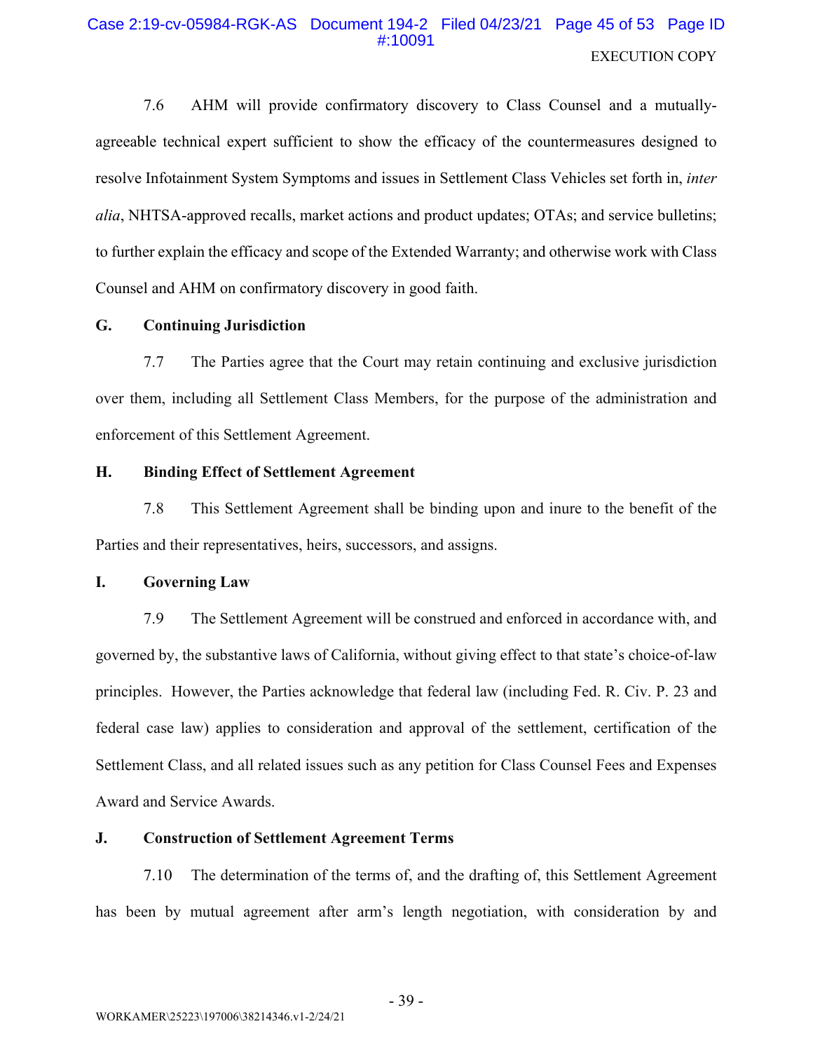7.6 AHM will provide confirmatory discovery to Class Counsel and a mutually-agreeable technical expert sufficient to show the efficacy of the countermeasures designed to resolve Infotainment System Symptoms and issues in Settlement Class Vehicles set forth in, *inter alia*, NHTSA-approved recalls, market actions and product updates; OTAs; and service bulletins; to further explain the efficacy and scope of the Extended Warranty; and otherwise work with Class Counsel and AHM on confirmatory discovery in good faith.

**G. Continuing Jurisdiction**

7.7 The Parties agree that the Court may retain continuing and exclusive jurisdiction over them, including all Settlement Class Members, for the purpose of the administration and enforcement of this Settlement Agreement.

**H. Binding Effect of Settlement Agreement**

7.8 This Settlement Agreement shall be binding upon and inure to the benefit of the Parties and their representatives, heirs, successors, and assigns.

**I. Governing Law**

7.9 The Settlement Agreement will be construed and enforced in accordance with, and governed by, the substantive laws of California, without giving effect to that state's choice-of-law principles. However, the Parties acknowledge that federal law (including Fed. R. Civ. P. 23 and federal case law) applies to consideration and approval of the settlement, certification of the Settlement Class, and all related issues such as any petition for Class Counsel Fees and Expenses Award and Service Awards.

**J. Construction of Settlement Agreement Terms**

7.10 The determination of the terms of, and the drafting of, this Settlement Agreement has been by mutual agreement after arm's length negotiation, with consideration by and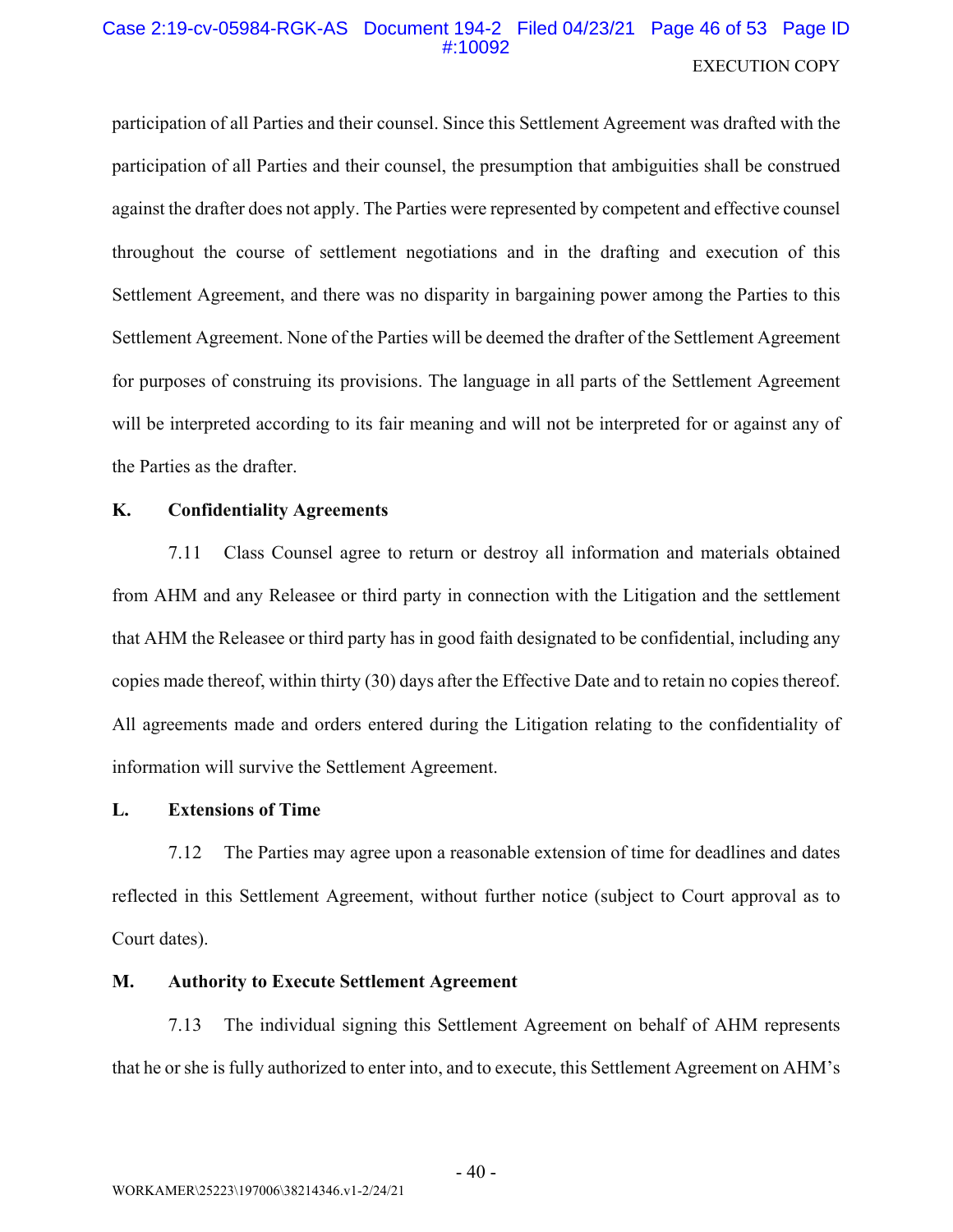participation of all Parties and their counsel. Since this Settlement Agreement was drafted with the participation of all Parties and their counsel, the presumption that ambiguities shall be construed against the drafter does not apply. The Parties were represented by competent and effective counsel throughout the course of settlement negotiations and in the drafting and execution of this Settlement Agreement, and there was no disparity in bargaining power among the Parties to this Settlement Agreement. None of the Parties will be deemed the drafter of the Settlement Agreement for purposes of construing its provisions. The language in all parts of the Settlement Agreement will be interpreted according to its fair meaning and will not be interpreted for or against any of the Parties as the drafter.

**K. Confidentiality Agreements**

7.11 Class Counsel agree to return or destroy all information and materials obtained from AHM and any Releasee or third party in connection with the Litigation and the settlement that AHM the Releasee or third party has in good faith designated to be confidential, including any copies made thereof, within thirty (30) days after the Effective Date and to retain no copies thereof. All agreements made and orders entered during the Litigation relating to the confidentiality of information will survive the Settlement Agreement.

**L. Extensions of Time**

7.12 The Parties may agree upon a reasonable extension of time for deadlines and dates reflected in this Settlement Agreement, without further notice (subject to Court approval as to Court dates).

**M. Authority to Execute Settlement Agreement**

7.13 The individual signing this Settlement Agreement on behalf of AHM represents that he or she is fully authorized to enter into, and to execute, this Settlement Agreement on AHM's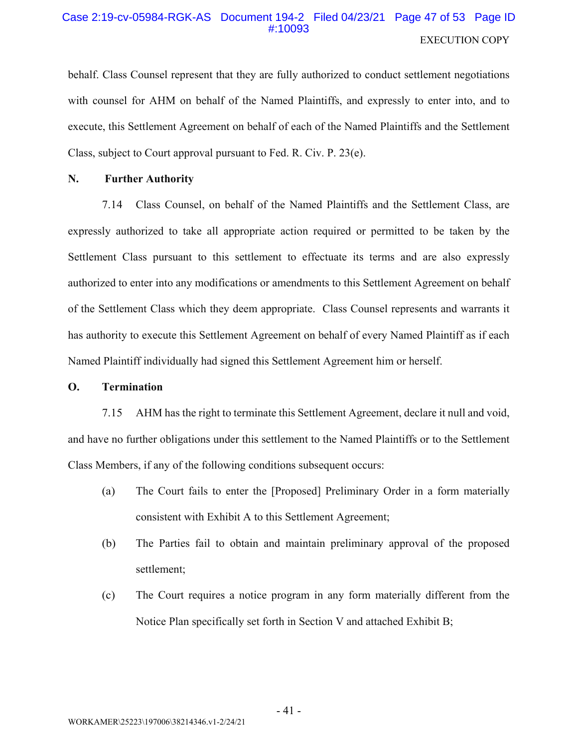behalf. Class Counsel represent that they are fully authorized to conduct settlement negotiations with counsel for AHM on behalf of the Named Plaintiffs, and expressly to enter into, and to execute, this Settlement Agreement on behalf of each of the Named Plaintiffs and the Settlement Class, subject to Court approval pursuant to Fed. R. Civ. P. 23(e).

**N. Further Authority**

7.14 Class Counsel, on behalf of the Named Plaintiffs and the Settlement Class, are expressly authorized to take all appropriate action required or permitted to be taken by the Settlement Class pursuant to this settlement to effectuate its terms and are also expressly authorized to enter into any modifications or amendments to this Settlement Agreement on behalf of the Settlement Class which they deem appropriate. Class Counsel represents and warrants it has authority to execute this Settlement Agreement on behalf of every Named Plaintiff as if each Named Plaintiff individually had signed this Settlement Agreement him or herself.

**O. Termination**

7.15 AHM has the right to terminate this Settlement Agreement, declare it null and void, and have no further obligations under this settlement to the Named Plaintiffs or to the Settlement Class Members, if any of the following conditions subsequent occurs:

(a) The Court fails to enter the [Proposed] Preliminary Order in a form materially consistent with Exhibit A to this Settlement Agreement;

(b) The Parties fail to obtain and maintain preliminary approval of the proposed settlement;

(c) The Court requires a notice program in any form materially different from the Notice Plan specifically set forth in Section V and attached Exhibit B;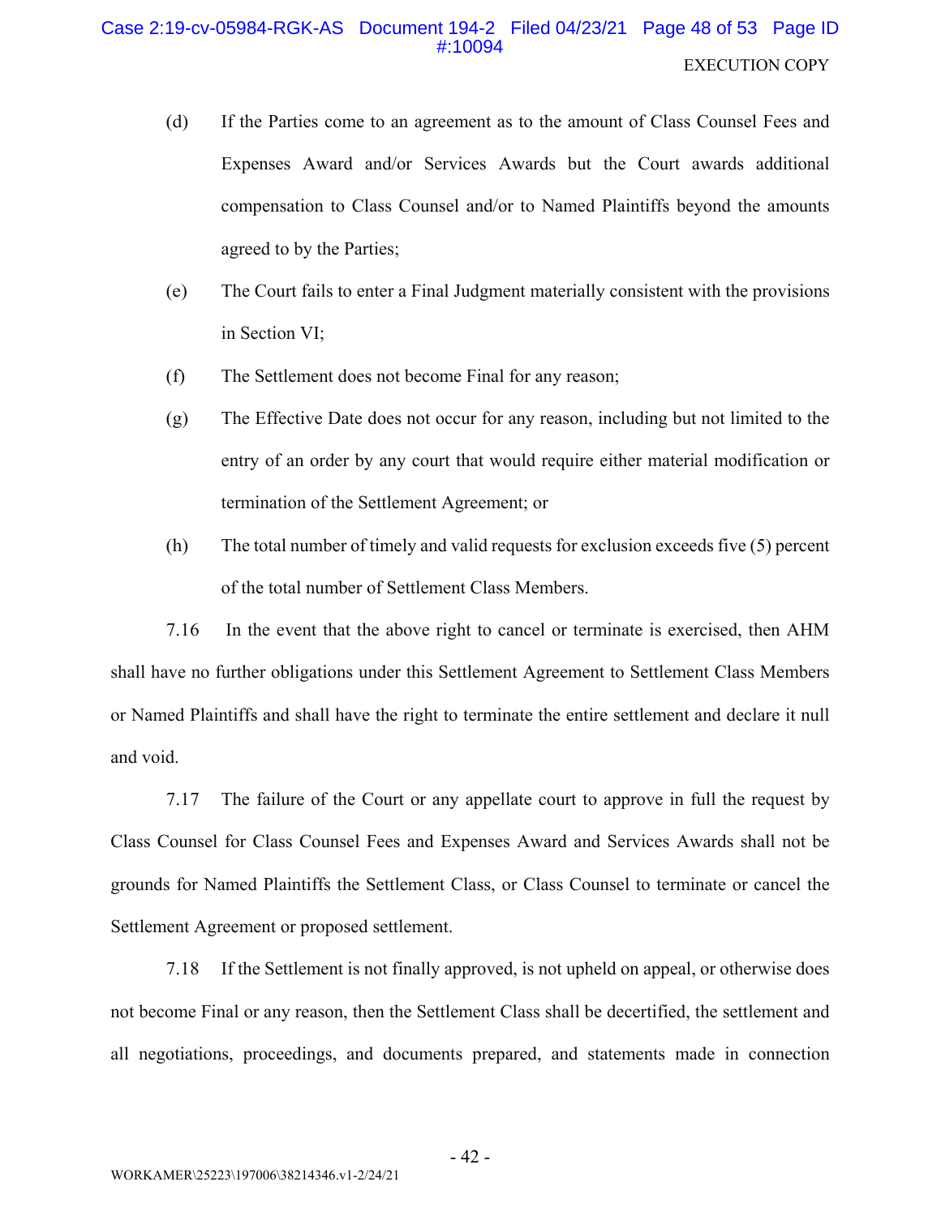(d) If the Parties come to an agreement as to the amount of Class Counsel Fees and Expenses Award and/or Services Awards but the Court awards additional compensation to Class Counsel and/or to Named Plaintiffs beyond the amounts agreed to by the Parties;

(e) The Court fails to enter a Final Judgment materially consistent with the provisions in Section VI;

(f) The Settlement does not become Final for any reason;

(g) The Effective Date does not occur for any reason, including but not limited to the entry of an order by any court that would require either material modification or termination of the Settlement Agreement; or

(h) The total number of timely and valid requests for exclusion exceeds five (5) percent of the total number of Settlement Class Members.

7.16 In the event that the above right to cancel or terminate is exercised, then AHM shall have no further obligations under this Settlement Agreement to Settlement Class Members or Named Plaintiffs and shall have the right to terminate the entire settlement and declare it null and void.

7.17 The failure of the Court or any appellate court to approve in full the request by Class Counsel for Class Counsel Fees and Expenses Award and Services Awards shall not be grounds for Named Plaintiffs the Settlement Class, or Class Counsel to terminate or cancel the Settlement Agreement or proposed settlement.

7.18 If the Settlement is not finally approved, is not upheld on appeal, or otherwise does not become Final or any reason, then the Settlement Class shall be decertified, the settlement and all negotiations, proceedings, and documents prepared, and statements made in connection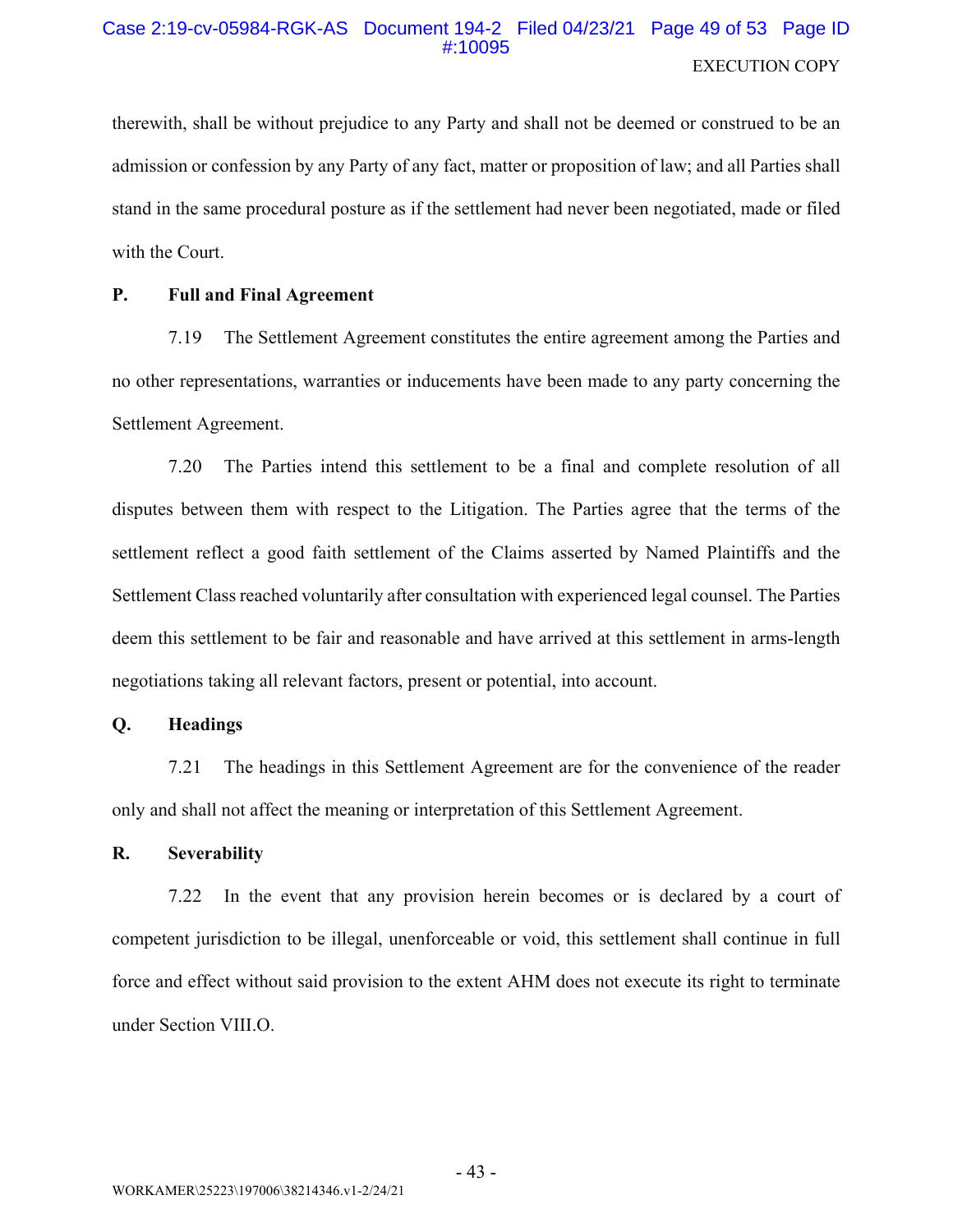therewith, shall be without prejudice to any Party and shall not be deemed or construed to be an admission or confession by any Party of any fact, matter or proposition of law; and all Parties shall stand in the same procedural posture as if the settlement had never been negotiated, made or filed with the Court.

**P. Full and Final Agreement**

7.19 The Settlement Agreement constitutes the entire agreement among the Parties and no other representations, warranties or inducements have been made to any party concerning the Settlement Agreement.

7.20 The Parties intend this settlement to be a final and complete resolution of all disputes between them with respect to the Litigation. The Parties agree that the terms of the settlement reflect a good faith settlement of the Claims asserted by Named Plaintiffs and the Settlement Class reached voluntarily after consultation with experienced legal counsel. The Parties deem this settlement to be fair and reasonable and have arrived at this settlement in arms-length negotiations taking all relevant factors, present or potential, into account.

**Q. Headings**

7.21 The headings in this Settlement Agreement are for the convenience of the reader only and shall not affect the meaning or interpretation of this Settlement Agreement.

**R. Severability**

7.22 In the event that any provision herein becomes or is declared by a court of competent jurisdiction to be illegal, unenforceable or void, this settlement shall continue in full force and effect without said provision to the extent AHM does not execute its right to terminate under Section VIII.O.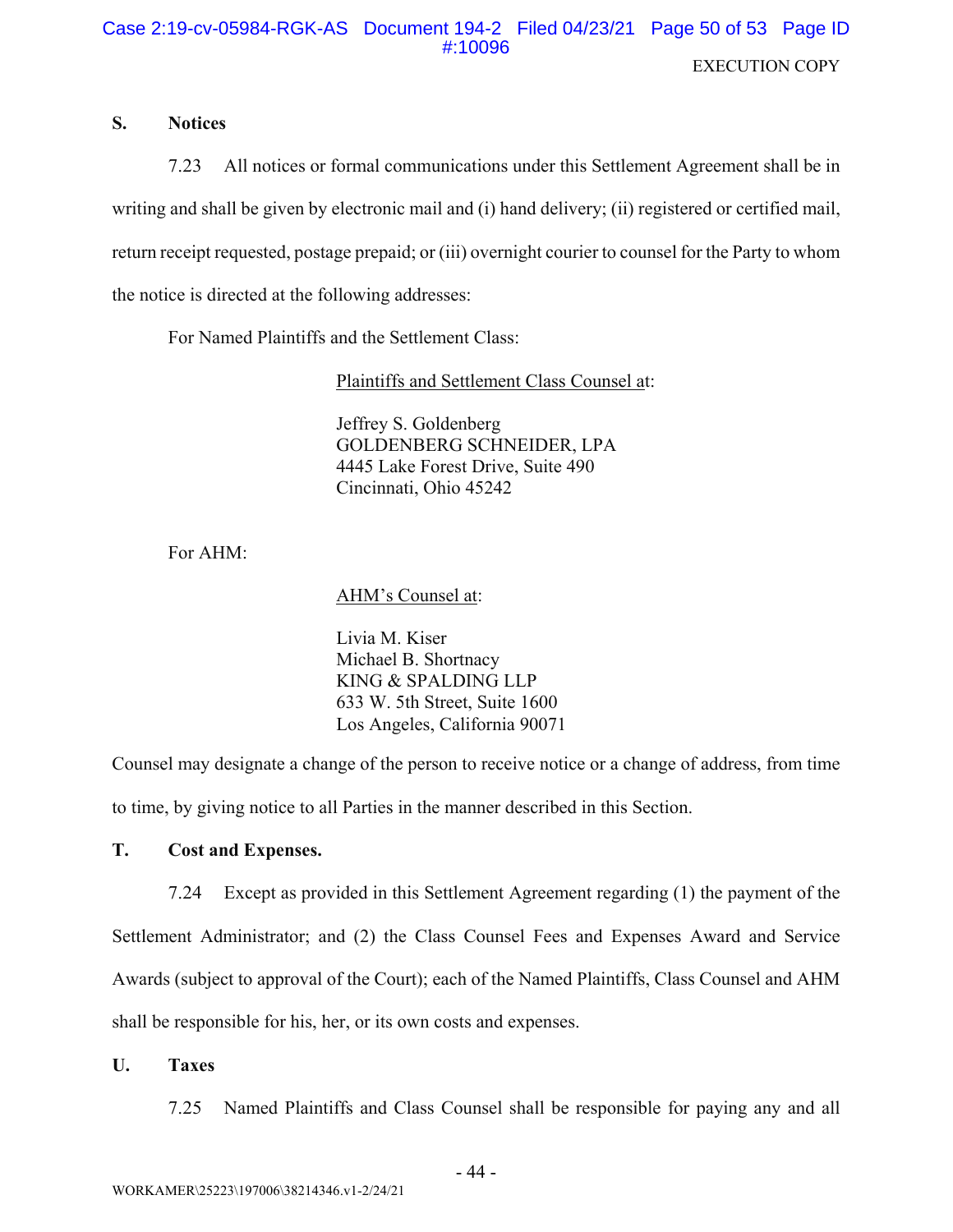## S. Notices

7.23 All notices or formal communications under this Settlement Agreement shall be in writing and shall be given by electronic mail and (i) hand delivery; (ii) registered or certified mail, return receipt requested, postage prepaid; or (iii) overnight courier to counsel for the Party to whom the notice is directed at the following addresses:

For Named Plaintiffs and the Settlement Class:

> Plaintiffs and Settlement Class Counsel at:
>
> Jeffrey S. Goldenberg
> GOLDENBERG SCHNEIDER, LPA
> 4445 Lake Forest Drive, Suite 490
> Cincinnati, Ohio 45242

For AHM:

> AHM's Counsel at:
>
> Livia M. Kiser
> Michael B. Shortnacy
> KING & SPALDING LLP
> 633 W. 5th Street, Suite 1600
> Los Angeles, California 90071

Counsel may designate a change of the person to receive notice or a change of address, from time to time, by giving notice to all Parties in the manner described in this Section.

## T. Cost and Expenses.

7.24 Except as provided in this Settlement Agreement regarding (1) the payment of the Settlement Administrator; and (2) the Class Counsel Fees and Expenses Award and Service Awards (subject to approval of the Court); each of the Named Plaintiffs, Class Counsel and AHM shall be responsible for his, her, or its own costs and expenses.

## U. Taxes

7.25 Named Plaintiffs and Class Counsel shall be responsible for paying any and all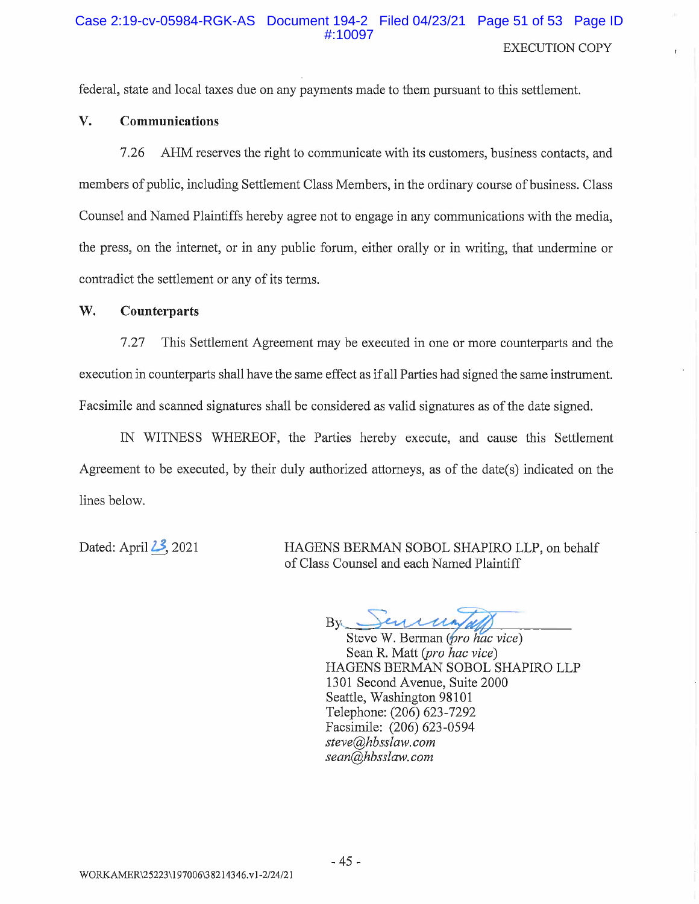federal, state and local taxes due on any payments made to them pursuant to this settlement.

## V. Communications

7.26 AHM reserves the right to communicate with its customers, business contacts, and members of public, including Settlement Class Members, in the ordinary course of business. Class Counsel and Named Plaintiffs hereby agree not to engage in any communications with the media, the press, on the internet, or in any public forum, either orally or in writing, that undermine or contradict the settlement or any of its terms.

## W. Counterparts

7.27 This Settlement Agreement may be executed in one or more counterparts and the execution in counterparts shall have the same effect as if all Parties had signed the same instrument. Facsimile and scanned signatures shall be considered as valid signatures as of the date signed.

IN WITNESS WHEREOF, the Parties hereby execute, and cause this Settlement Agreement to be executed, by their duly authorized attorneys, as of the date(s) indicated on the lines below.

Dated: April 23, 2021

HAGENS BERMAN SOBOL SHAPIRO LLP, on behalf of Class Counsel and each Named Plaintiff

By ______________________
Steve W. Berman (*pro hac vice*)
Sean R. Matt (*pro hac vice*)
HAGENS BERMAN SOBOL SHAPIRO LLP
1301 Second Avenue, Suite 2000
Seattle, Washington 98101
Telephone: (206) 623-7292
Facsimile: (206) 623-0594
*steve@hbsslaw.com*
*sean@hbsslaw.com*

WORKAMER\25223\197006\38214346.v1-2/24/21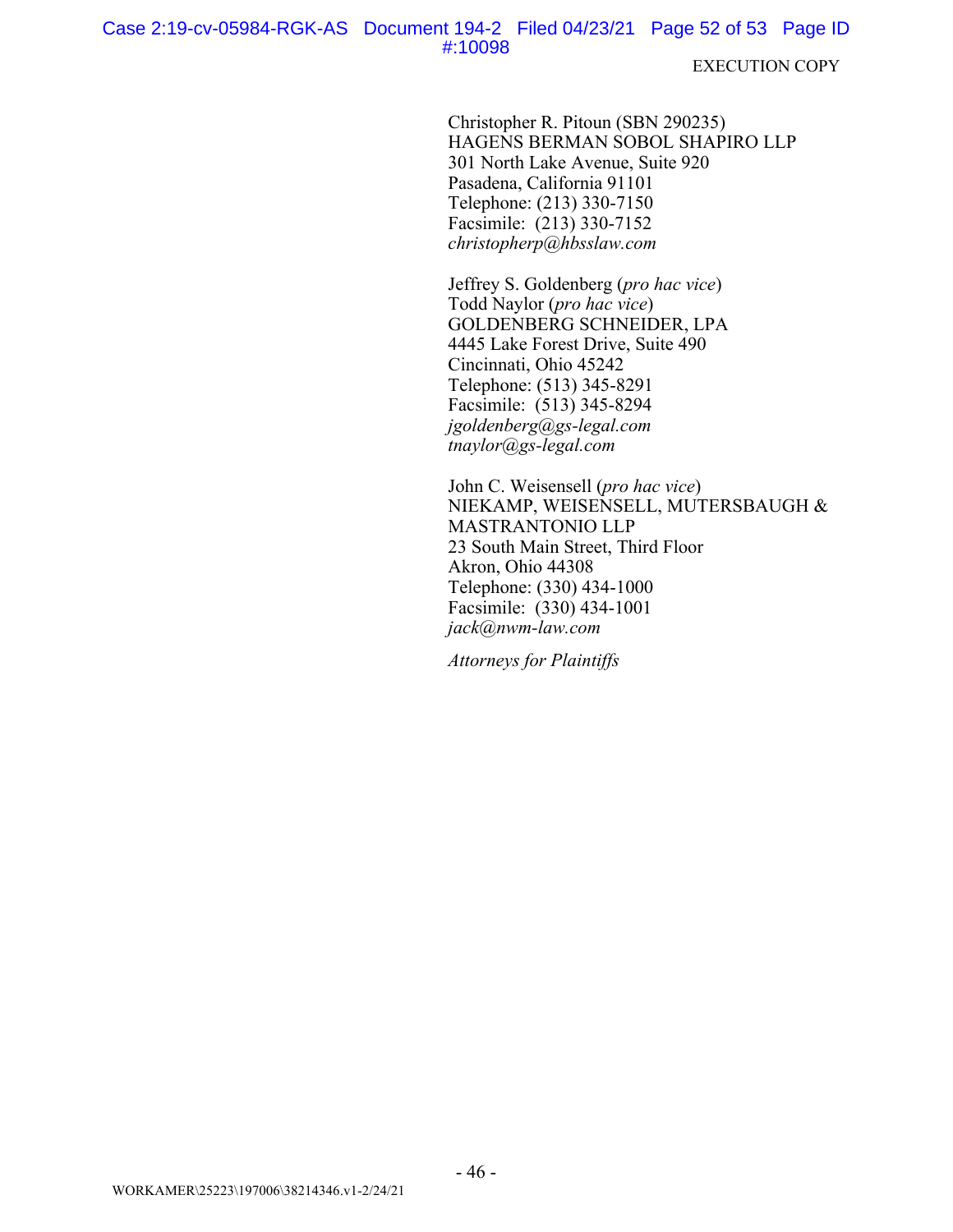EXECUTION COPY

Christopher R. Pitoun (SBN 290235)
HAGENS BERMAN SOBOL SHAPIRO LLP
301 North Lake Avenue, Suite 920
Pasadena, California 91101
Telephone: (213) 330-7150
Facsimile: (213) 330-7152
*christopherp@hbsslaw.com*

Jeffrey S. Goldenberg (*pro hac vice*)
Todd Naylor (*pro hac vice*)
GOLDENBERG SCHNEIDER, LPA
4445 Lake Forest Drive, Suite 490
Cincinnati, Ohio 45242
Telephone: (513) 345-8291
Facsimile: (513) 345-8294
*jgoldenberg@gs-legal.com*
*tnaylor@gs-legal.com*

John C. Weisensell (*pro hac vice*)
NIEKAMP, WEISENSELL, MUTERSBAUGH & MASTRANTONIO LLP
23 South Main Street, Third Floor
Akron, Ohio 44308
Telephone: (330) 434-1000
Facsimile: (330) 434-1001
*jack@nwm-law.com*

*Attorneys for Plaintiffs*

WORKAMER\25223\197006\38214346.v1-2/24/21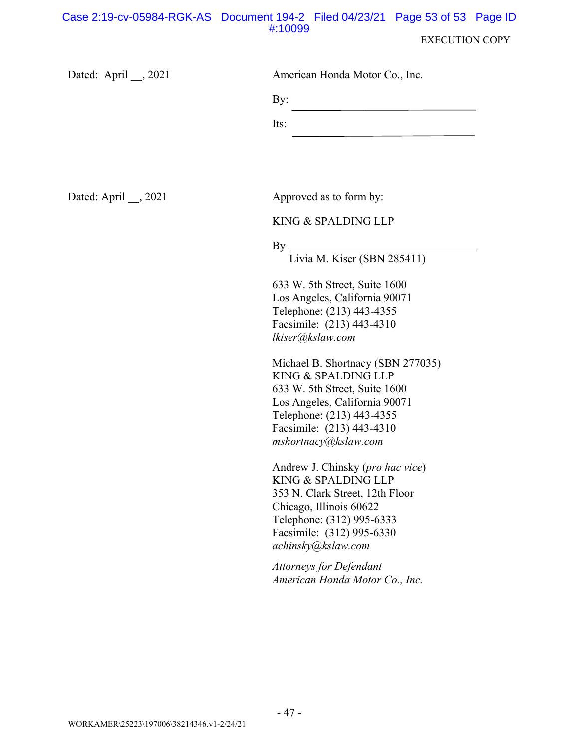EXECUTION COPY

Dated: April __, 2021

American Honda Motor Co., Inc.

By: ______________________________

Its: ______________________________

Dated: April __, 2021

Approved as to form by:

KING & SPALDING LLP

By ______________________________
Livia M. Kiser (SBN 285411)

633 W. 5th Street, Suite 1600
Los Angeles, California 90071
Telephone: (213) 443-4355
Facsimile: (213) 443-4310
*lkiser@kslaw.com*

Michael B. Shortnacy (SBN 277035)
KING & SPALDING LLP
633 W. 5th Street, Suite 1600
Los Angeles, California 90071
Telephone: (213) 443-4355
Facsimile: (213) 443-4310
*mshortnacy@kslaw.com*

Andrew J. Chinsky (*pro hac vice*)
KING & SPALDING LLP
353 N. Clark Street, 12th Floor
Chicago, Illinois 60622
Telephone: (312) 995-6333
Facsimile: (312) 995-6330
*achinsky@kslaw.com*

*Attorneys for Defendant*
*American Honda Motor Co., Inc.*

WORKAMER\25223\197006\38214346.v1-2/24/21